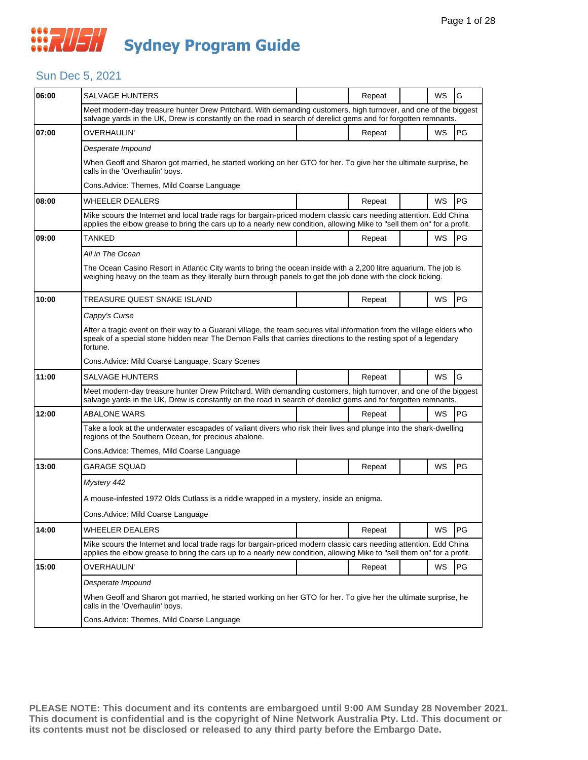# RUSH Sydney Program Guide

## Sun Dec 5, 2021

| Time | Program | | Status | | Format | Rating |
|---|---|---|---|---|---|---|
| 06:00 | SALVAGE HUNTERS | | Repeat | | WS | G |
| | Meet modern-day treasure hunter Drew Pritchard. With demanding customers, high turnover, and one of the biggest salvage yards in the UK, Drew is constantly on the road in search of derelict gems and for forgotten remnants. | | | | | |
| 07:00 | OVERHAULIN' | | Repeat | | WS | PG |
| | *Desperate Impound*<br><br>When Geoff and Sharon got married, he started working on her GTO for her. To give her the ultimate surprise, he calls in the 'Overhaulin' boys.<br><br>Cons.Advice: Themes, Mild Coarse Language | | | | | |
| 08:00 | WHEELER DEALERS | | Repeat | | WS | PG |
| | Mike scours the Internet and local trade rags for bargain-priced modern classic cars needing attention. Edd China applies the elbow grease to bring the cars up to a nearly new condition, allowing Mike to "sell them on" for a profit. | | | | | |
| 09:00 | TANKED | | Repeat | | WS | PG |
| | *All in The Ocean*<br><br>The Ocean Casino Resort in Atlantic City wants to bring the ocean inside with a 2,200 litre aquarium. The job is weighing heavy on the team as they literally burn through panels to get the job done with the clock ticking. | | | | | |
| 10:00 | TREASURE QUEST SNAKE ISLAND | | Repeat | | WS | PG |
| | *Cappy's Curse*<br><br>After a tragic event on their way to a Guarani village, the team secures vital information from the village elders who speak of a special stone hidden near The Demon Falls that carries directions to the resting spot of a legendary fortune.<br><br>Cons.Advice: Mild Coarse Language, Scary Scenes | | | | | |
| 11:00 | SALVAGE HUNTERS | | Repeat | | WS | G |
| | Meet modern-day treasure hunter Drew Pritchard. With demanding customers, high turnover, and one of the biggest salvage yards in the UK, Drew is constantly on the road in search of derelict gems and for forgotten remnants. | | | | | |
| 12:00 | ABALONE WARS | | Repeat | | WS | PG |
| | Take a look at the underwater escapades of valiant divers who risk their lives and plunge into the shark-dwelling regions of the Southern Ocean, for precious abalone.<br><br>Cons.Advice: Themes, Mild Coarse Language | | | | | |
| 13:00 | GARAGE SQUAD | | Repeat | | WS | PG |
| | *Mystery 442*<br><br>A mouse-infested 1972 Olds Cutlass is a riddle wrapped in a mystery, inside an enigma.<br><br>Cons.Advice: Mild Coarse Language | | | | | |
| 14:00 | WHEELER DEALERS | | Repeat | | WS | PG |
| | Mike scours the Internet and local trade rags for bargain-priced modern classic cars needing attention. Edd China applies the elbow grease to bring the cars up to a nearly new condition, allowing Mike to "sell them on" for a profit. | | | | | |
| 15:00 | OVERHAULIN' | | Repeat | | WS | PG |
| | *Desperate Impound*<br><br>When Geoff and Sharon got married, he started working on her GTO for her. To give her the ultimate surprise, he calls in the 'Overhaulin' boys.<br><br>Cons.Advice: Themes, Mild Coarse Language | | | | | |

**PLEASE NOTE: This document and its contents are embargoed until 9:00 AM Sunday 28 November 2021. This document is confidential and is the copyright of Nine Network Australia Pty. Ltd. This document or its contents must not be disclosed or released to any third party before the Embargo Date.**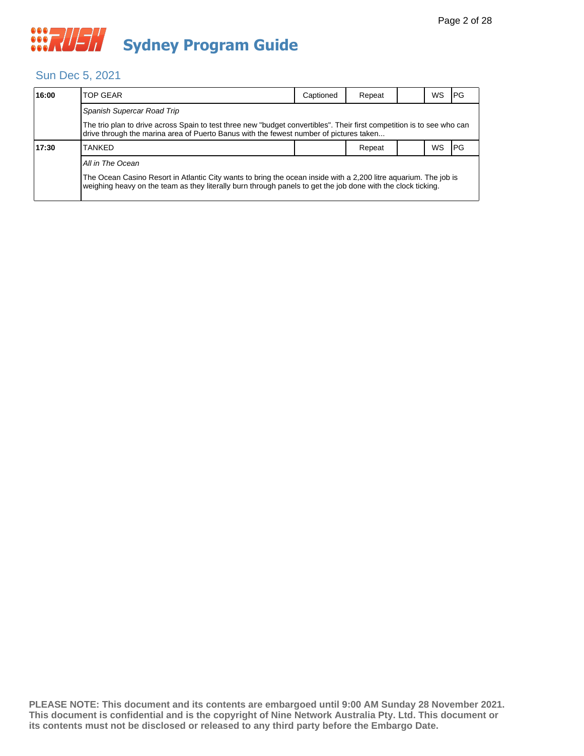# Sydney Program Guide

## Sun Dec 5, 2021

| | | | | | | |
|---|---|---|---|---|---|---|
| **16:00** | TOP GEAR | Captioned | Repeat | | WS | PG |
| | *Spanish Supercar Road Trip*<br><br>The trio plan to drive across Spain to test three new "budget convertibles". Their first competition is to see who can drive through the marina area of Puerto Banus with the fewest number of pictures taken... | | | | | |
| **17:30** | TANKED | | Repeat | | WS | PG |
| | *All in The Ocean*<br><br>The Ocean Casino Resort in Atlantic City wants to bring the ocean inside with a 2,200 litre aquarium. The job is weighing heavy on the team as they literally burn through panels to get the job done with the clock ticking. | | | | | |

**PLEASE NOTE: This document and its contents are embargoed until 9:00 AM Sunday 28 November 2021. This document is confidential and is the copyright of Nine Network Australia Pty. Ltd. This document or its contents must not be disclosed or released to any third party before the Embargo Date.**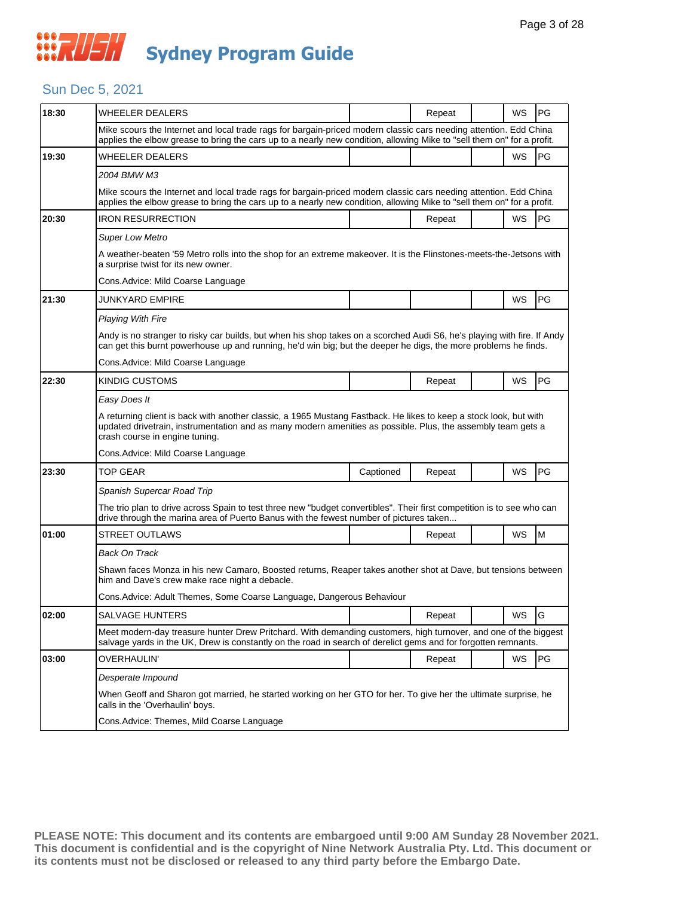# RUSH Sydney Program Guide

## Sun Dec 5, 2021

| Time | Program | Captioned | Repeat | | WS | Rating |
|---|---|---|---|---|---|---|
| 18:30 | WHEELER DEALERS | | Repeat | | WS | PG |
| | Mike scours the Internet and local trade rags for bargain-priced modern classic cars needing attention. Edd China applies the elbow grease to bring the cars up to a nearly new condition, allowing Mike to "sell them on" for a profit. | | | | | |
| 19:30 | WHEELER DEALERS | | | | WS | PG |
| | *2004 BMW M3*<br><br>Mike scours the Internet and local trade rags for bargain-priced modern classic cars needing attention. Edd China applies the elbow grease to bring the cars up to a nearly new condition, allowing Mike to "sell them on" for a profit. | | | | | |
| 20:30 | IRON RESURRECTION | | Repeat | | WS | PG |
| | *Super Low Metro*<br><br>A weather-beaten '59 Metro rolls into the shop for an extreme makeover. It is the Flinstones-meets-the-Jetsons with a surprise twist for its new owner.<br><br>Cons.Advice: Mild Coarse Language | | | | | |
| 21:30 | JUNKYARD EMPIRE | | | | WS | PG |
| | *Playing With Fire*<br><br>Andy is no stranger to risky car builds, but when his shop takes on a scorched Audi S6, he's playing with fire. If Andy can get this burnt powerhouse up and running, he'd win big; but the deeper he digs, the more problems he finds.<br><br>Cons.Advice: Mild Coarse Language | | | | | |
| 22:30 | KINDIG CUSTOMS | | Repeat | | WS | PG |
| | *Easy Does It*<br><br>A returning client is back with another classic, a 1965 Mustang Fastback. He likes to keep a stock look, but with updated drivetrain, instrumentation and as many modern amenities as possible. Plus, the assembly team gets a crash course in engine tuning.<br><br>Cons.Advice: Mild Coarse Language | | | | | |
| 23:30 | TOP GEAR | Captioned | Repeat | | WS | PG |
| | *Spanish Supercar Road Trip*<br><br>The trio plan to drive across Spain to test three new "budget convertibles". Their first competition is to see who can drive through the marina area of Puerto Banus with the fewest number of pictures taken... | | | | | |
| 01:00 | STREET OUTLAWS | | Repeat | | WS | M |
| | *Back On Track*<br><br>Shawn faces Monza in his new Camaro, Boosted returns, Reaper takes another shot at Dave, but tensions between him and Dave's crew make race night a debacle.<br><br>Cons.Advice: Adult Themes, Some Coarse Language, Dangerous Behaviour | | | | | |
| 02:00 | SALVAGE HUNTERS | | Repeat | | WS | G |
| | Meet modern-day treasure hunter Drew Pritchard. With demanding customers, high turnover, and one of the biggest salvage yards in the UK, Drew is constantly on the road in search of derelict gems and for forgotten remnants. | | | | | |
| 03:00 | OVERHAULIN' | | Repeat | | WS | PG |
| | *Desperate Impound*<br><br>When Geoff and Sharon got married, he started working on her GTO for her. To give her the ultimate surprise, he calls in the 'Overhaulin' boys.<br><br>Cons.Advice: Themes, Mild Coarse Language | | | | | |

**PLEASE NOTE: This document and its contents are embargoed until 9:00 AM Sunday 28 November 2021. This document is confidential and is the copyright of Nine Network Australia Pty. Ltd. This document or its contents must not be disclosed or released to any third party before the Embargo Date.**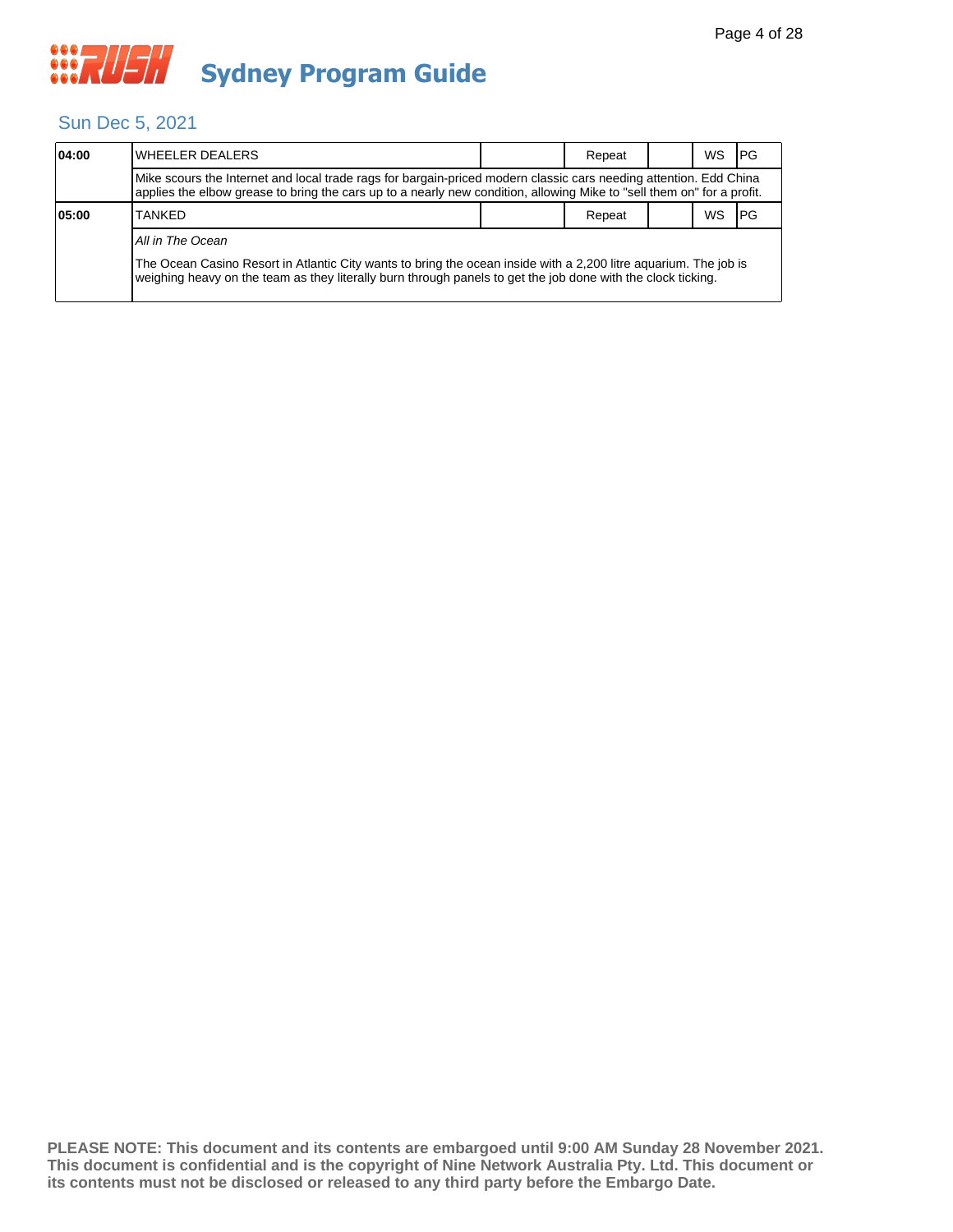# Sydney Program Guide

## Sun Dec 5, 2021

| Time | Program | | Status | | Format | Rating |
|---|---|---|---|---|---|---|
| **04:00** | WHEELER DEALERS | | Repeat | | WS | PG |
| | Mike scours the Internet and local trade rags for bargain-priced modern classic cars needing attention. Edd China applies the elbow grease to bring the cars up to a nearly new condition, allowing Mike to "sell them on" for a profit. | | | | | |
| **05:00** | TANKED | | Repeat | | WS | PG |
| | *All in The Ocean*<br><br>The Ocean Casino Resort in Atlantic City wants to bring the ocean inside with a 2,200 litre aquarium. The job is weighing heavy on the team as they literally burn through panels to get the job done with the clock ticking. | | | | | |

**PLEASE NOTE: This document and its contents are embargoed until 9:00 AM Sunday 28 November 2021. This document is confidential and is the copyright of Nine Network Australia Pty. Ltd. This document or its contents must not be disclosed or released to any third party before the Embargo Date.**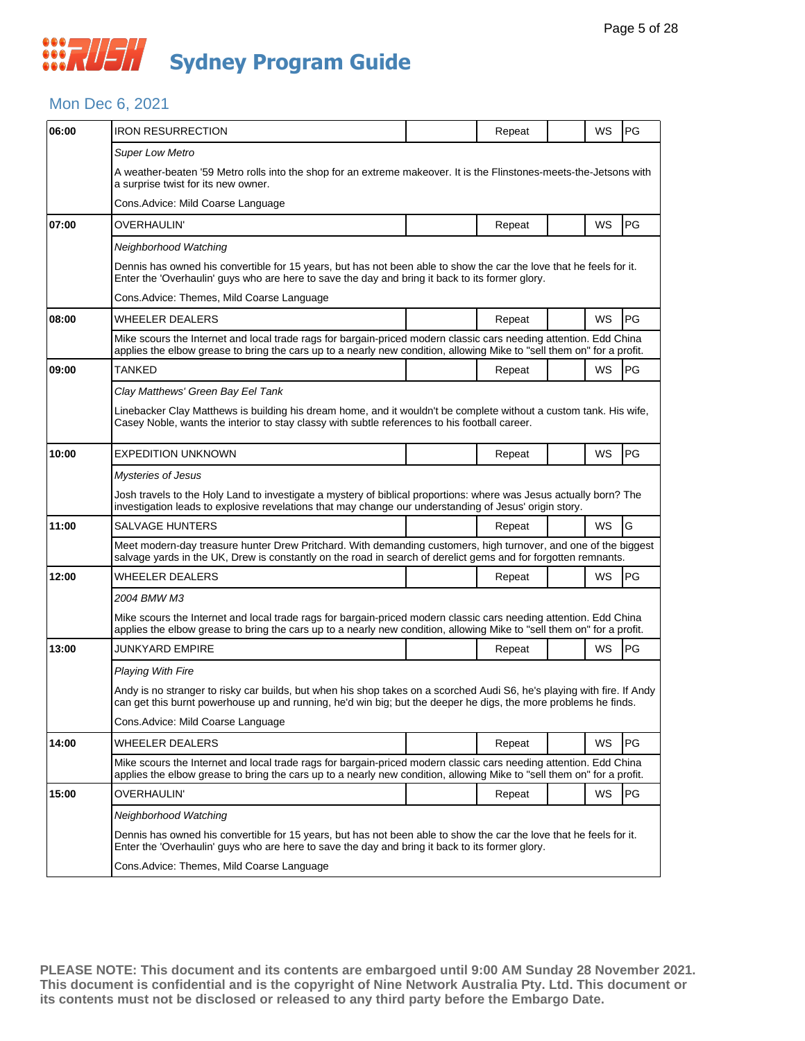# Sydney Program Guide

## Mon Dec 6, 2021

| Time | Program | | Status | | Format | Rating |
|---|---|---|---|---|---|---|
| 06:00 | IRON RESURRECTION | | Repeat | | WS | PG |

*Super Low Metro*

A weather-beaten '59 Metro rolls into the shop for an extreme makeover. It is the Flinstones-meets-the-Jetsons with a surprise twist for its new owner.

Cons.Advice: Mild Coarse Language

| Time | Program | | Status | | Format | Rating |
|---|---|---|---|---|---|---|
| 07:00 | OVERHAULIN' | | Repeat | | WS | PG |

*Neighborhood Watching*

Dennis has owned his convertible for 15 years, but has not been able to show the car the love that he feels for it. Enter the 'Overhaulin' guys who are here to save the day and bring it back to its former glory.

Cons.Advice: Themes, Mild Coarse Language

| Time | Program | | Status | | Format | Rating |
|---|---|---|---|---|---|---|
| 08:00 | WHEELER DEALERS | | Repeat | | WS | PG |

Mike scours the Internet and local trade rags for bargain-priced modern classic cars needing attention. Edd China applies the elbow grease to bring the cars up to a nearly new condition, allowing Mike to "sell them on" for a profit.

| Time | Program | | Status | | Format | Rating |
|---|---|---|---|---|---|---|
| 09:00 | TANKED | | Repeat | | WS | PG |

*Clay Matthews' Green Bay Eel Tank*

Linebacker Clay Matthews is building his dream home, and it wouldn't be complete without a custom tank. His wife, Casey Noble, wants the interior to stay classy with subtle references to his football career.

| Time | Program | | Status | | Format | Rating |
|---|---|---|---|---|---|---|
| 10:00 | EXPEDITION UNKNOWN | | Repeat | | WS | PG |

*Mysteries of Jesus*

Josh travels to the Holy Land to investigate a mystery of biblical proportions: where was Jesus actually born? The investigation leads to explosive revelations that may change our understanding of Jesus' origin story.

| Time | Program | | Status | | Format | Rating |
|---|---|---|---|---|---|---|
| 11:00 | SALVAGE HUNTERS | | Repeat | | WS | G |

Meet modern-day treasure hunter Drew Pritchard. With demanding customers, high turnover, and one of the biggest salvage yards in the UK, Drew is constantly on the road in search of derelict gems and for forgotten remnants.

| Time | Program | | Status | | Format | Rating |
|---|---|---|---|---|---|---|
| 12:00 | WHEELER DEALERS | | Repeat | | WS | PG |

*2004 BMW M3*

Mike scours the Internet and local trade rags for bargain-priced modern classic cars needing attention. Edd China applies the elbow grease to bring the cars up to a nearly new condition, allowing Mike to "sell them on" for a profit.

| Time | Program | | Status | | Format | Rating |
|---|---|---|---|---|---|---|
| 13:00 | JUNKYARD EMPIRE | | Repeat | | WS | PG |

*Playing With Fire*

Andy is no stranger to risky car builds, but when his shop takes on a scorched Audi S6, he's playing with fire. If Andy can get this burnt powerhouse up and running, he'd win big; but the deeper he digs, the more problems he finds.

Cons.Advice: Mild Coarse Language

| Time | Program | | Status | | Format | Rating |
|---|---|---|---|---|---|---|
| 14:00 | WHEELER DEALERS | | Repeat | | WS | PG |

Mike scours the Internet and local trade rags for bargain-priced modern classic cars needing attention. Edd China applies the elbow grease to bring the cars up to a nearly new condition, allowing Mike to "sell them on" for a profit.

| Time | Program | | Status | | Format | Rating |
|---|---|---|---|---|---|---|
| 15:00 | OVERHAULIN' | | Repeat | | WS | PG |

*Neighborhood Watching*

Dennis has owned his convertible for 15 years, but has not been able to show the car the love that he feels for it. Enter the 'Overhaulin' guys who are here to save the day and bring it back to its former glory.

Cons.Advice: Themes, Mild Coarse Language

**PLEASE NOTE: This document and its contents are embargoed until 9:00 AM Sunday 28 November 2021. This document is confidential and is the copyright of Nine Network Australia Pty. Ltd. This document or its contents must not be disclosed or released to any third party before the Embargo Date.**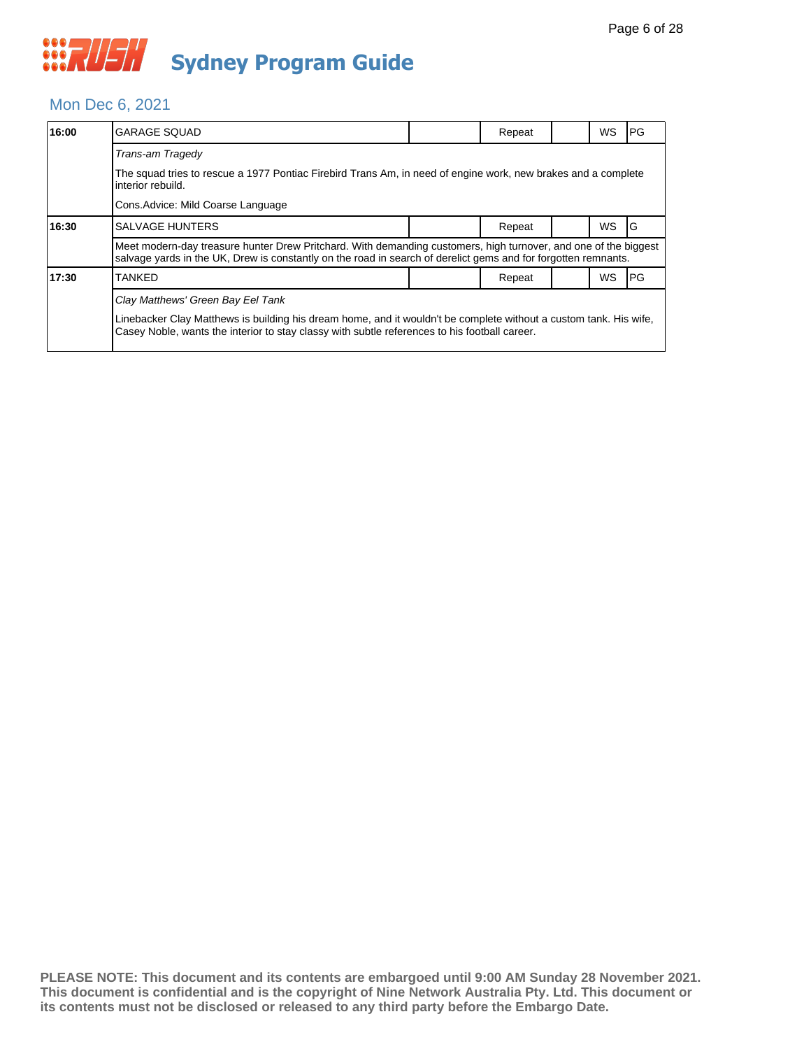# Sydney Program Guide

## Mon Dec 6, 2021

| Time | Program | | Status | | Format | Rating |
|---|---|---|---|---|---|---|
| **16:00** | GARAGE SQUAD | | Repeat | | WS | PG |
| | *Trans-am Tragedy*<br>The squad tries to rescue a 1977 Pontiac Firebird Trans Am, in need of engine work, new brakes and a complete interior rebuild.<br>Cons.Advice: Mild Coarse Language | | | | | |
| **16:30** | SALVAGE HUNTERS | | Repeat | | WS | G |
| | Meet modern-day treasure hunter Drew Pritchard. With demanding customers, high turnover, and one of the biggest salvage yards in the UK, Drew is constantly on the road in search of derelict gems and for forgotten remnants. | | | | | |
| **17:30** | TANKED | | Repeat | | WS | PG |
| | *Clay Matthews' Green Bay Eel Tank*<br>Linebacker Clay Matthews is building his dream home, and it wouldn't be complete without a custom tank. His wife, Casey Noble, wants the interior to stay classy with subtle references to his football career. | | | | | |

**PLEASE NOTE: This document and its contents are embargoed until 9:00 AM Sunday 28 November 2021. This document is confidential and is the copyright of Nine Network Australia Pty. Ltd. This document or its contents must not be disclosed or released to any third party before the Embargo Date.**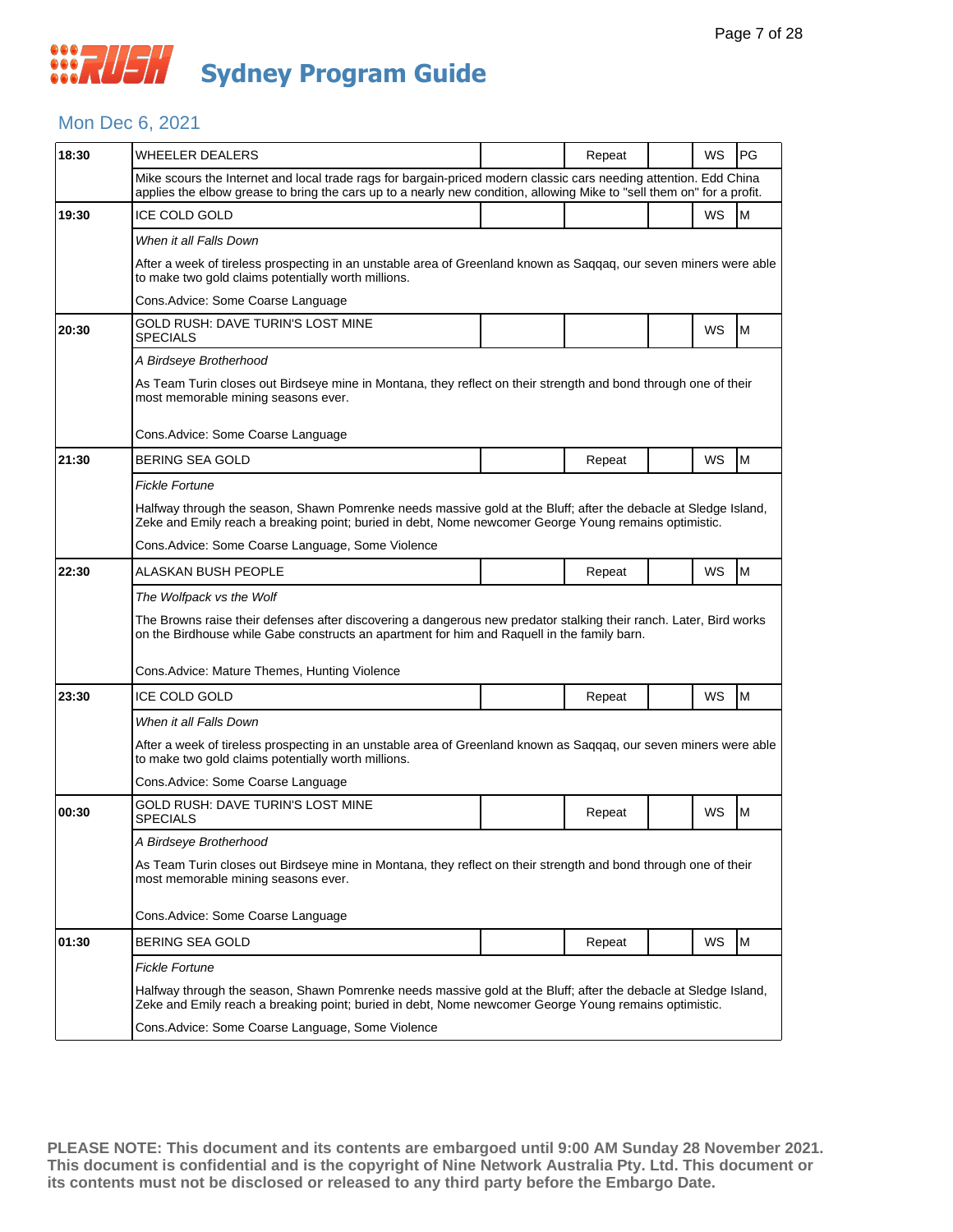# Sydney Program Guide

## Mon Dec 6, 2021

| Time | Program | | Repeat | | WS | Rating |
|---|---|---|---|---|---|---|
| 18:30 | WHEELER DEALERS | | Repeat | | WS | PG |
| | Mike scours the Internet and local trade rags for bargain-priced modern classic cars needing attention. Edd China applies the elbow grease to bring the cars up to a nearly new condition, allowing Mike to "sell them on" for a profit. | | | | | |
| 19:30 | ICE COLD GOLD | | | | WS | M |
| | *When it all Falls Down*<br>After a week of tireless prospecting in an unstable area of Greenland known as Saqqaq, our seven miners were able to make two gold claims potentially worth millions.<br>Cons.Advice: Some Coarse Language | | | | | |
| 20:30 | GOLD RUSH: DAVE TURIN'S LOST MINE SPECIALS | | | | WS | M |
| | *A Birdseye Brotherhood*<br>As Team Turin closes out Birdseye mine in Montana, they reflect on their strength and bond through one of their most memorable mining seasons ever.<br>Cons.Advice: Some Coarse Language | | | | | |
| 21:30 | BERING SEA GOLD | | Repeat | | WS | M |
| | *Fickle Fortune*<br>Halfway through the season, Shawn Pomrenke needs massive gold at the Bluff; after the debacle at Sledge Island, Zeke and Emily reach a breaking point; buried in debt, Nome newcomer George Young remains optimistic.<br>Cons.Advice: Some Coarse Language, Some Violence | | | | | |
| 22:30 | ALASKAN BUSH PEOPLE | | Repeat | | WS | M |
| | *The Wolfpack vs the Wolf*<br>The Browns raise their defenses after discovering a dangerous new predator stalking their ranch. Later, Bird works on the Birdhouse while Gabe constructs an apartment for him and Raquell in the family barn.<br>Cons.Advice: Mature Themes, Hunting Violence | | | | | |
| 23:30 | ICE COLD GOLD | | Repeat | | WS | M |
| | *When it all Falls Down*<br>After a week of tireless prospecting in an unstable area of Greenland known as Saqqaq, our seven miners were able to make two gold claims potentially worth millions.<br>Cons.Advice: Some Coarse Language | | | | | |
| 00:30 | GOLD RUSH: DAVE TURIN'S LOST MINE SPECIALS | | Repeat | | WS | M |
| | *A Birdseye Brotherhood*<br>As Team Turin closes out Birdseye mine in Montana, they reflect on their strength and bond through one of their most memorable mining seasons ever.<br>Cons.Advice: Some Coarse Language | | | | | |
| 01:30 | BERING SEA GOLD | | Repeat | | WS | M |
| | *Fickle Fortune*<br>Halfway through the season, Shawn Pomrenke needs massive gold at the Bluff; after the debacle at Sledge Island, Zeke and Emily reach a breaking point; buried in debt, Nome newcomer George Young remains optimistic.<br>Cons.Advice: Some Coarse Language, Some Violence | | | | | |

**PLEASE NOTE: This document and its contents are embargoed until 9:00 AM Sunday 28 November 2021. This document is confidential and is the copyright of Nine Network Australia Pty. Ltd. This document or its contents must not be disclosed or released to any third party before the Embargo Date.**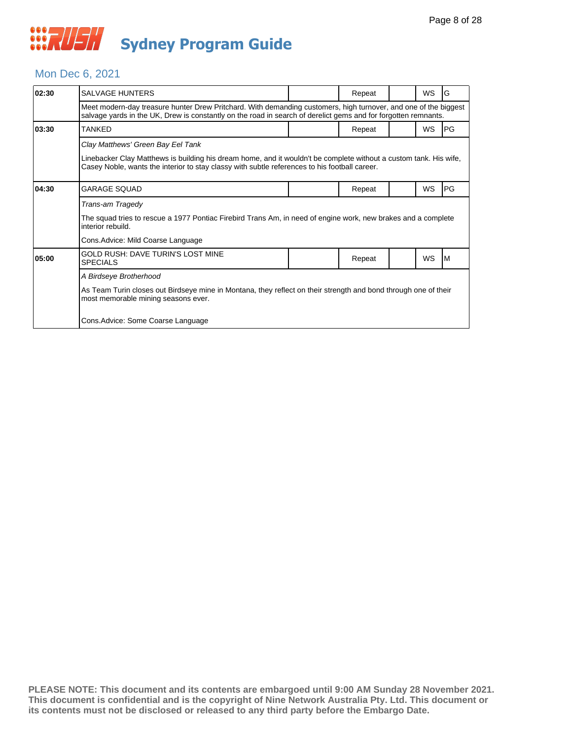# Sydney Program Guide

## Mon Dec 6, 2021

| Time | Program | | Repeat | | WS | Rating |
|---|---|---|---|---|---|---|
| 02:30 | SALVAGE HUNTERS | | Repeat | | WS | G |
| | Meet modern-day treasure hunter Drew Pritchard. With demanding customers, high turnover, and one of the biggest salvage yards in the UK, Drew is constantly on the road in search of derelict gems and for forgotten remnants. | | | | | |
| 03:30 | TANKED | | Repeat | | WS | PG |
| | *Clay Matthews' Green Bay Eel Tank*<br><br>Linebacker Clay Matthews is building his dream home, and it wouldn't be complete without a custom tank. His wife, Casey Noble, wants the interior to stay classy with subtle references to his football career. | | | | | |
| 04:30 | GARAGE SQUAD | | Repeat | | WS | PG |
| | *Trans-am Tragedy*<br><br>The squad tries to rescue a 1977 Pontiac Firebird Trans Am, in need of engine work, new brakes and a complete interior rebuild.<br><br>Cons.Advice: Mild Coarse Language | | | | | |
| 05:00 | GOLD RUSH: DAVE TURIN'S LOST MINE SPECIALS | | Repeat | | WS | M |
| | *A Birdseye Brotherhood*<br><br>As Team Turin closes out Birdseye mine in Montana, they reflect on their strength and bond through one of their most memorable mining seasons ever.<br><br>Cons.Advice: Some Coarse Language | | | | | |

**PLEASE NOTE: This document and its contents are embargoed until 9:00 AM Sunday 28 November 2021. This document is confidential and is the copyright of Nine Network Australia Pty. Ltd. This document or its contents must not be disclosed or released to any third party before the Embargo Date.**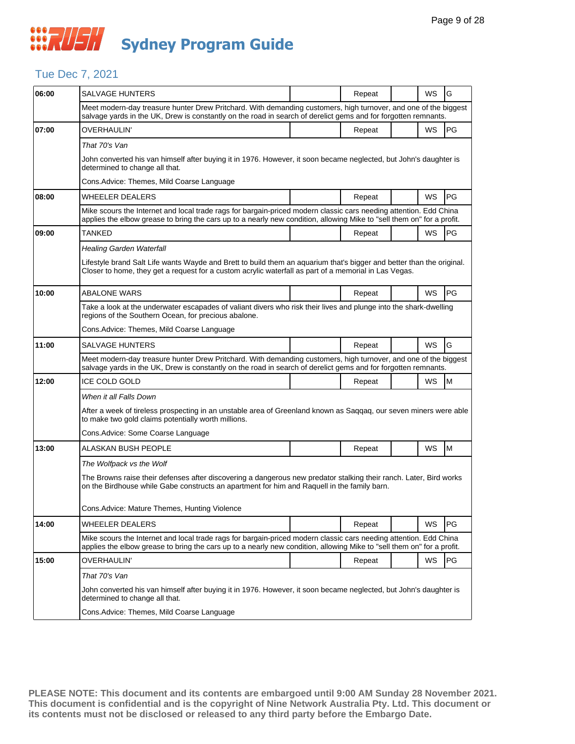# RUSH Sydney Program Guide

## Tue Dec 7, 2021

| Time | Program | | Status | | Format | Rating |
|---|---|---|---|---|---|---|
| 06:00 | SALVAGE HUNTERS | | Repeat | | WS | G |
| | Meet modern-day treasure hunter Drew Pritchard. With demanding customers, high turnover, and one of the biggest salvage yards in the UK, Drew is constantly on the road in search of derelict gems and for forgotten remnants. | | | | | |
| 07:00 | OVERHAULIN' | | Repeat | | WS | PG |
| | *That 70's Van*<br><br>John converted his van himself after buying it in 1976. However, it soon became neglected, but John's daughter is determined to change all that.<br><br>Cons.Advice: Themes, Mild Coarse Language | | | | | |
| 08:00 | WHEELER DEALERS | | Repeat | | WS | PG |
| | Mike scours the Internet and local trade rags for bargain-priced modern classic cars needing attention. Edd China applies the elbow grease to bring the cars up to a nearly new condition, allowing Mike to "sell them on" for a profit. | | | | | |
| 09:00 | TANKED | | Repeat | | WS | PG |
| | *Healing Garden Waterfall*<br><br>Lifestyle brand Salt Life wants Wayde and Brett to build them an aquarium that's bigger and better than the original. Closer to home, they get a request for a custom acrylic waterfall as part of a memorial in Las Vegas. | | | | | |
| 10:00 | ABALONE WARS | | Repeat | | WS | PG |
| | Take a look at the underwater escapades of valiant divers who risk their lives and plunge into the shark-dwelling regions of the Southern Ocean, for precious abalone.<br><br>Cons.Advice: Themes, Mild Coarse Language | | | | | |
| 11:00 | SALVAGE HUNTERS | | Repeat | | WS | G |
| | Meet modern-day treasure hunter Drew Pritchard. With demanding customers, high turnover, and one of the biggest salvage yards in the UK, Drew is constantly on the road in search of derelict gems and for forgotten remnants. | | | | | |
| 12:00 | ICE COLD GOLD | | Repeat | | WS | M |
| | *When it all Falls Down*<br><br>After a week of tireless prospecting in an unstable area of Greenland known as Saqqaq, our seven miners were able to make two gold claims potentially worth millions.<br><br>Cons.Advice: Some Coarse Language | | | | | |
| 13:00 | ALASKAN BUSH PEOPLE | | Repeat | | WS | M |
| | *The Wolfpack vs the Wolf*<br><br>The Browns raise their defenses after discovering a dangerous new predator stalking their ranch. Later, Bird works on the Birdhouse while Gabe constructs an apartment for him and Raquell in the family barn.<br><br>Cons.Advice: Mature Themes, Hunting Violence | | | | | |
| 14:00 | WHEELER DEALERS | | Repeat | | WS | PG |
| | Mike scours the Internet and local trade rags for bargain-priced modern classic cars needing attention. Edd China applies the elbow grease to bring the cars up to a nearly new condition, allowing Mike to "sell them on" for a profit. | | | | | |
| 15:00 | OVERHAULIN' | | Repeat | | WS | PG |
| | *That 70's Van*<br><br>John converted his van himself after buying it in 1976. However, it soon became neglected, but John's daughter is determined to change all that.<br><br>Cons.Advice: Themes, Mild Coarse Language | | | | | |

**PLEASE NOTE: This document and its contents are embargoed until 9:00 AM Sunday 28 November 2021. This document is confidential and is the copyright of Nine Network Australia Pty. Ltd. This document or its contents must not be disclosed or released to any third party before the Embargo Date.**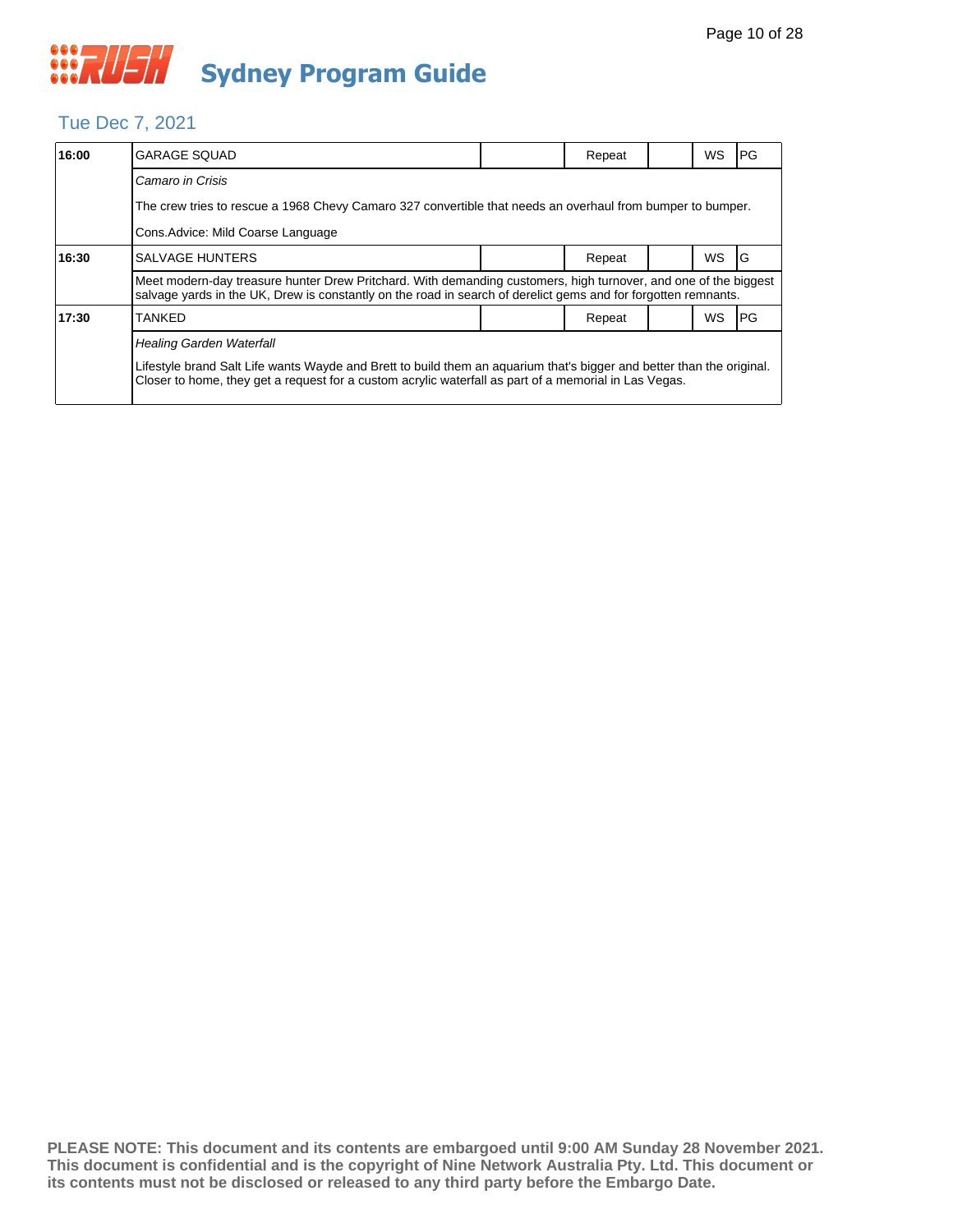# Sydney Program Guide

## Tue Dec 7, 2021

| Time | Program | | Status | | Format | Rating |
|---|---|---|---|---|---|---|
| 16:00 | GARAGE SQUAD | | Repeat | | WS | PG |
| | *Camaro in Crisis*<br><br>The crew tries to rescue a 1968 Chevy Camaro 327 convertible that needs an overhaul from bumper to bumper.<br><br>Cons.Advice: Mild Coarse Language | | | | | |
| 16:30 | SALVAGE HUNTERS | | Repeat | | WS | G |
| | Meet modern-day treasure hunter Drew Pritchard. With demanding customers, high turnover, and one of the biggest salvage yards in the UK, Drew is constantly on the road in search of derelict gems and for forgotten remnants. | | | | | |
| 17:30 | TANKED | | Repeat | | WS | PG |
| | *Healing Garden Waterfall*<br><br>Lifestyle brand Salt Life wants Wayde and Brett to build them an aquarium that's bigger and better than the original. Closer to home, they get a request for a custom acrylic waterfall as part of a memorial in Las Vegas. | | | | | |

**PLEASE NOTE: This document and its contents are embargoed until 9:00 AM Sunday 28 November 2021. This document is confidential and is the copyright of Nine Network Australia Pty. Ltd. This document or its contents must not be disclosed or released to any third party before the Embargo Date.**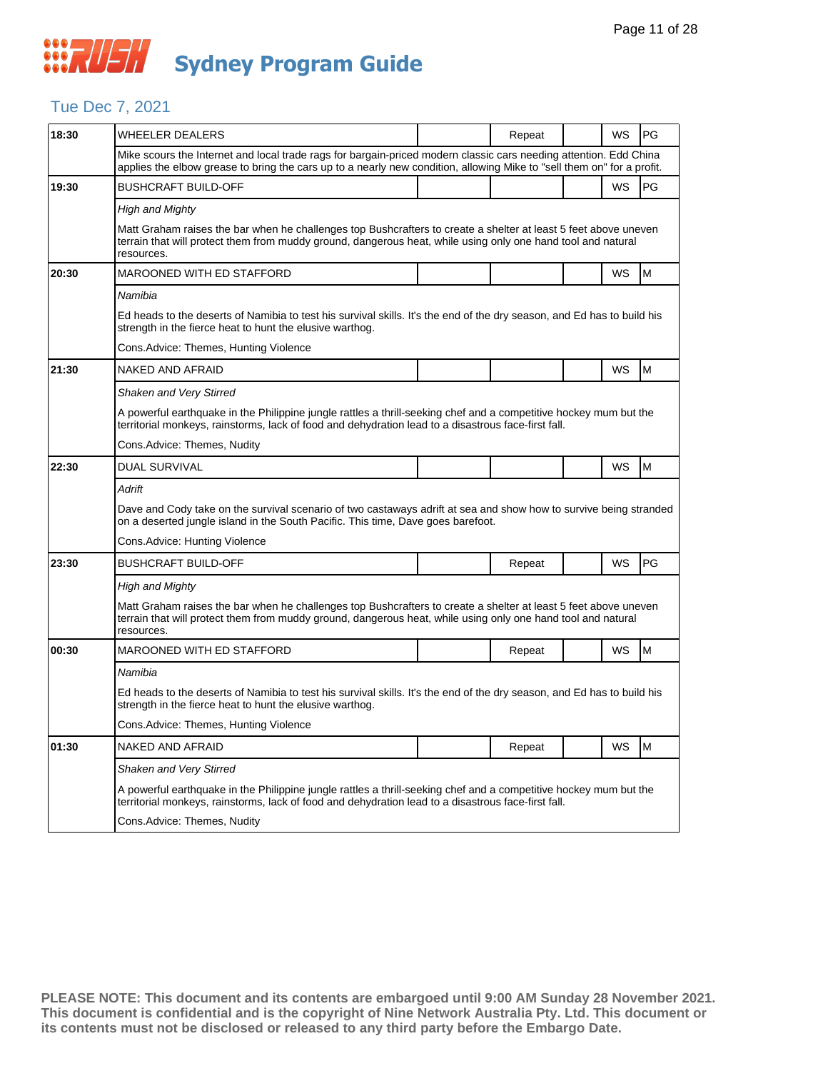# Sydney Program Guide

## Tue Dec 7, 2021

| Time | Program | | Repeat | | WS | Rating |
|---|---|---|---|---|---|---|
| 18:30 | WHEELER DEALERS | | Repeat | | WS | PG |
| | Mike scours the Internet and local trade rags for bargain-priced modern classic cars needing attention. Edd China applies the elbow grease to bring the cars up to a nearly new condition, allowing Mike to "sell them on" for a profit. | | | | | |
| 19:30 | BUSHCRAFT BUILD-OFF | | | | WS | PG |
| | *High and Mighty*<br><br>Matt Graham raises the bar when he challenges top Bushcrafters to create a shelter at least 5 feet above uneven terrain that will protect them from muddy ground, dangerous heat, while using only one hand tool and natural resources. | | | | | |
| 20:30 | MAROONED WITH ED STAFFORD | | | | WS | M |
| | *Namibia*<br><br>Ed heads to the deserts of Namibia to test his survival skills. It's the end of the dry season, and Ed has to build his strength in the fierce heat to hunt the elusive warthog.<br><br>Cons.Advice: Themes, Hunting Violence | | | | | |
| 21:30 | NAKED AND AFRAID | | | | WS | M |
| | *Shaken and Very Stirred*<br><br>A powerful earthquake in the Philippine jungle rattles a thrill-seeking chef and a competitive hockey mum but the territorial monkeys, rainstorms, lack of food and dehydration lead to a disastrous face-first fall.<br><br>Cons.Advice: Themes, Nudity | | | | | |
| 22:30 | DUAL SURVIVAL | | | | WS | M |
| | *Adrift*<br><br>Dave and Cody take on the survival scenario of two castaways adrift at sea and show how to survive being stranded on a deserted jungle island in the South Pacific. This time, Dave goes barefoot.<br><br>Cons.Advice: Hunting Violence | | | | | |
| 23:30 | BUSHCRAFT BUILD-OFF | | Repeat | | WS | PG |
| | *High and Mighty*<br><br>Matt Graham raises the bar when he challenges top Bushcrafters to create a shelter at least 5 feet above uneven terrain that will protect them from muddy ground, dangerous heat, while using only one hand tool and natural resources. | | | | | |
| 00:30 | MAROONED WITH ED STAFFORD | | Repeat | | WS | M |
| | *Namibia*<br><br>Ed heads to the deserts of Namibia to test his survival skills. It's the end of the dry season, and Ed has to build his strength in the fierce heat to hunt the elusive warthog.<br><br>Cons.Advice: Themes, Hunting Violence | | | | | |
| 01:30 | NAKED AND AFRAID | | Repeat | | WS | M |
| | *Shaken and Very Stirred*<br><br>A powerful earthquake in the Philippine jungle rattles a thrill-seeking chef and a competitive hockey mum but the territorial monkeys, rainstorms, lack of food and dehydration lead to a disastrous face-first fall.<br><br>Cons.Advice: Themes, Nudity | | | | | |

**PLEASE NOTE: This document and its contents are embargoed until 9:00 AM Sunday 28 November 2021. This document is confidential and is the copyright of Nine Network Australia Pty. Ltd. This document or its contents must not be disclosed or released to any third party before the Embargo Date.**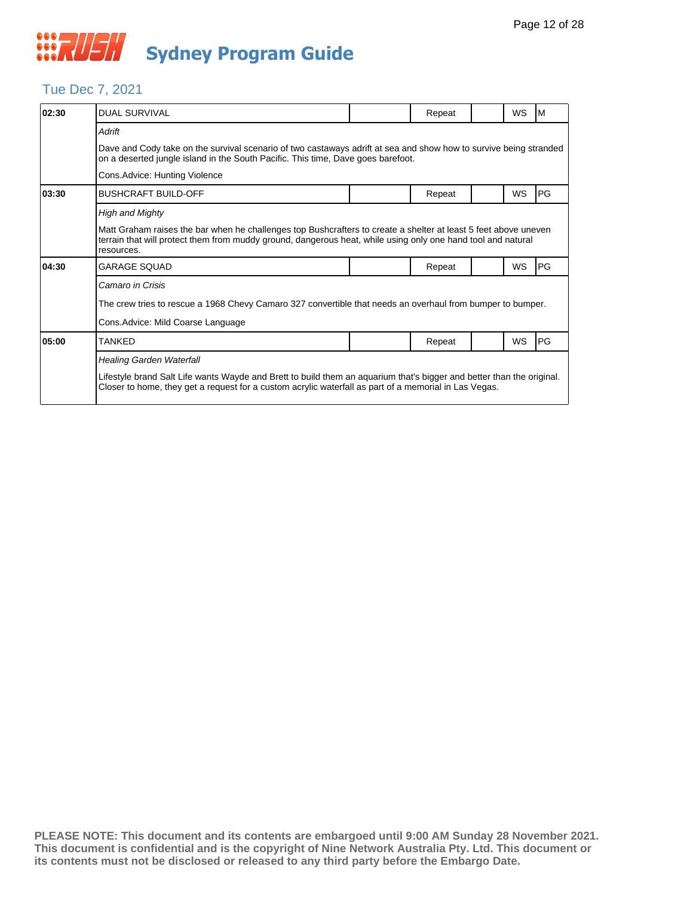# Sydney Program Guide

## Tue Dec 7, 2021

| Time | Program | | Repeat | | WS | Rating |
|---|---|---|---|---|---|---|
| 02:30 | DUAL SURVIVAL | | Repeat | | WS | M |
| | *Adrift*<br><br>Dave and Cody take on the survival scenario of two castaways adrift at sea and show how to survive being stranded on a deserted jungle island in the South Pacific. This time, Dave goes barefoot.<br><br>Cons.Advice: Hunting Violence | | | | | |
| 03:30 | BUSHCRAFT BUILD-OFF | | Repeat | | WS | PG |
| | *High and Mighty*<br><br>Matt Graham raises the bar when he challenges top Bushcrafters to create a shelter at least 5 feet above uneven terrain that will protect them from muddy ground, dangerous heat, while using only one hand tool and natural resources. | | | | | |
| 04:30 | GARAGE SQUAD | | Repeat | | WS | PG |
| | *Camaro in Crisis*<br><br>The crew tries to rescue a 1968 Chevy Camaro 327 convertible that needs an overhaul from bumper to bumper.<br><br>Cons.Advice: Mild Coarse Language | | | | | |
| 05:00 | TANKED | | Repeat | | WS | PG |
| | *Healing Garden Waterfall*<br><br>Lifestyle brand Salt Life wants Wayde and Brett to build them an aquarium that's bigger and better than the original. Closer to home, they get a request for a custom acrylic waterfall as part of a memorial in Las Vegas. | | | | | |

**PLEASE NOTE: This document and its contents are embargoed until 9:00 AM Sunday 28 November 2021. This document is confidential and is the copyright of Nine Network Australia Pty. Ltd. This document or its contents must not be disclosed or released to any third party before the Embargo Date.**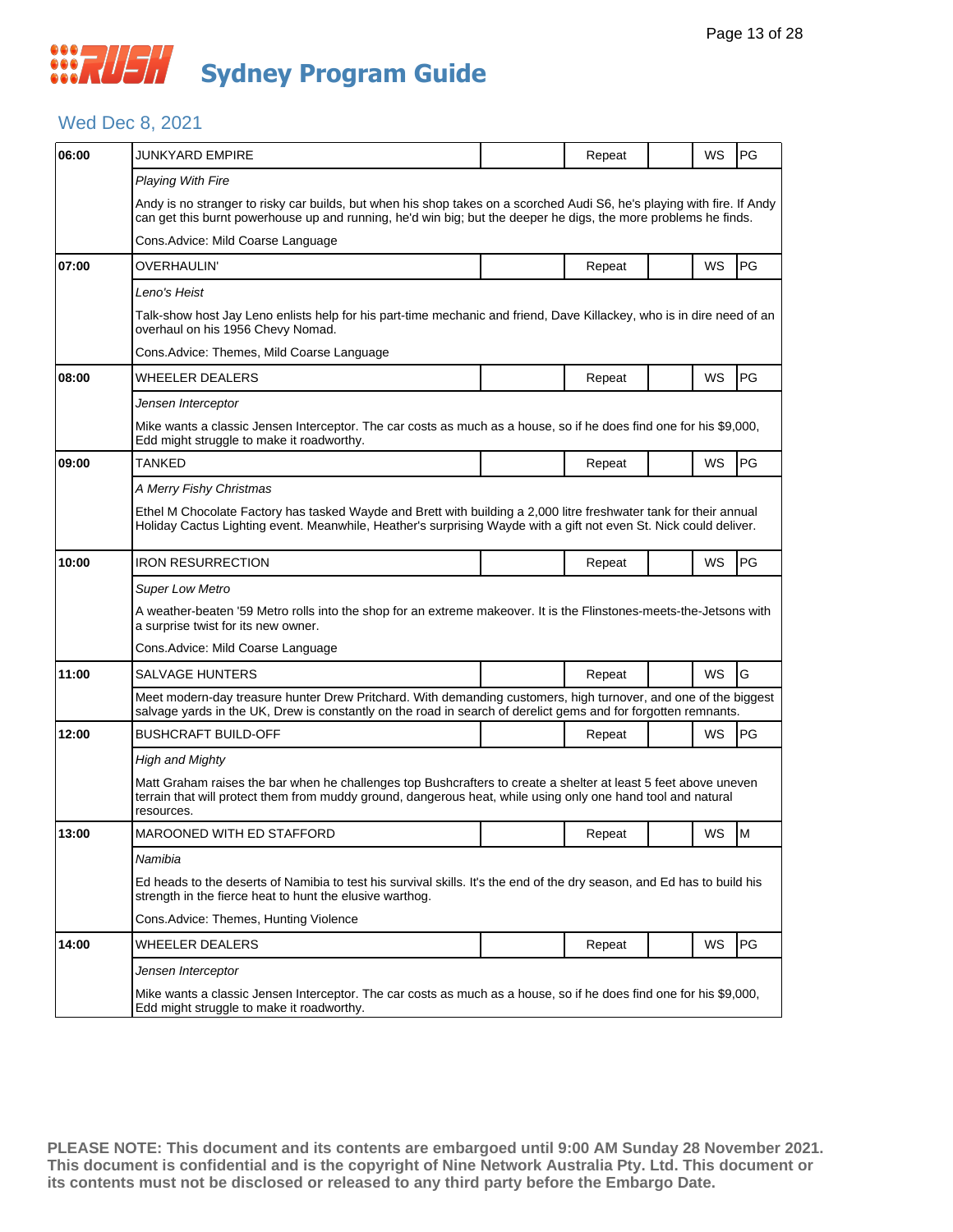# Sydney Program Guide

## Wed Dec 8, 2021

| Time | Program | | Status | | Format | Rating |
|---|---|---|---|---|---|---|
| 06:00 | JUNKYARD EMPIRE | | Repeat | | WS | PG |
| | *Playing With Fire* | | | | | |
| | Andy is no stranger to risky car builds, but when his shop takes on a scorched Audi S6, he's playing with fire. If Andy can get this burnt powerhouse up and running, he'd win big; but the deeper he digs, the more problems he finds. | | | | | |
| | Cons.Advice: Mild Coarse Language | | | | | |
| 07:00 | OVERHAULIN' | | Repeat | | WS | PG |
| | *Leno's Heist* | | | | | |
| | Talk-show host Jay Leno enlists help for his part-time mechanic and friend, Dave Killackey, who is in dire need of an overhaul on his 1956 Chevy Nomad. | | | | | |
| | Cons.Advice: Themes, Mild Coarse Language | | | | | |
| 08:00 | WHEELER DEALERS | | Repeat | | WS | PG |
| | *Jensen Interceptor* | | | | | |
| | Mike wants a classic Jensen Interceptor. The car costs as much as a house, so if he does find one for his $9,000, Edd might struggle to make it roadworthy. | | | | | |
| 09:00 | TANKED | | Repeat | | WS | PG |
| | *A Merry Fishy Christmas* | | | | | |
| | Ethel M Chocolate Factory has tasked Wayde and Brett with building a 2,000 litre freshwater tank for their annual Holiday Cactus Lighting event. Meanwhile, Heather's surprising Wayde with a gift not even St. Nick could deliver. | | | | | |
| 10:00 | IRON RESURRECTION | | Repeat | | WS | PG |
| | *Super Low Metro* | | | | | |
| | A weather-beaten '59 Metro rolls into the shop for an extreme makeover. It is the Flinstones-meets-the-Jetsons with a surprise twist for its new owner. | | | | | |
| | Cons.Advice: Mild Coarse Language | | | | | |
| 11:00 | SALVAGE HUNTERS | | Repeat | | WS | G |
| | Meet modern-day treasure hunter Drew Pritchard. With demanding customers, high turnover, and one of the biggest salvage yards in the UK, Drew is constantly on the road in search of derelict gems and for forgotten remnants. | | | | | |
| 12:00 | BUSHCRAFT BUILD-OFF | | Repeat | | WS | PG |
| | *High and Mighty* | | | | | |
| | Matt Graham raises the bar when he challenges top Bushcrafters to create a shelter at least 5 feet above uneven terrain that will protect them from muddy ground, dangerous heat, while using only one hand tool and natural resources. | | | | | |
| 13:00 | MAROONED WITH ED STAFFORD | | Repeat | | WS | M |
| | *Namibia* | | | | | |
| | Ed heads to the deserts of Namibia to test his survival skills. It's the end of the dry season, and Ed has to build his strength in the fierce heat to hunt the elusive warthog. | | | | | |
| | Cons.Advice: Themes, Hunting Violence | | | | | |
| 14:00 | WHEELER DEALERS | | Repeat | | WS | PG |
| | *Jensen Interceptor* | | | | | |
| | Mike wants a classic Jensen Interceptor. The car costs as much as a house, so if he does find one for his $9,000, Edd might struggle to make it roadworthy. | | | | | |

**PLEASE NOTE: This document and its contents are embargoed until 9:00 AM Sunday 28 November 2021. This document is confidential and is the copyright of Nine Network Australia Pty. Ltd. This document or its contents must not be disclosed or released to any third party before the Embargo Date.**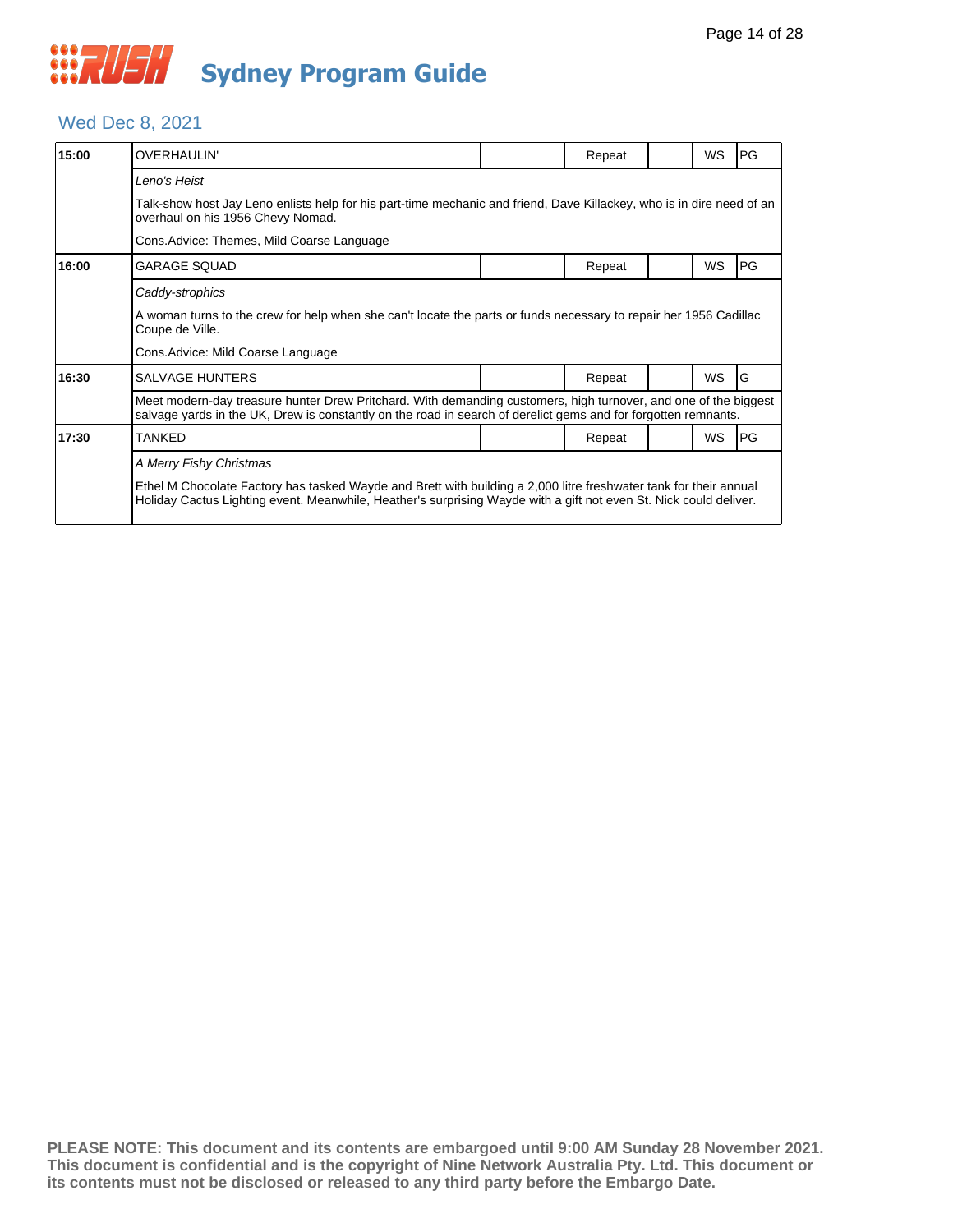# RUSH Sydney Program Guide

## Wed Dec 8, 2021

| Time | Program | | Repeat | | WS | Rating |
|---|---|---|---|---|---|---|
| **15:00** | OVERHAULIN' | | Repeat | | WS | PG |
| | *Leno's Heist* | | | | | |
| | Talk-show host Jay Leno enlists help for his part-time mechanic and friend, Dave Killackey, who is in dire need of an overhaul on his 1956 Chevy Nomad. | | | | | |
| | Cons.Advice: Themes, Mild Coarse Language | | | | | |
| **16:00** | GARAGE SQUAD | | Repeat | | WS | PG |
| | *Caddy-strophics* | | | | | |
| | A woman turns to the crew for help when she can't locate the parts or funds necessary to repair her 1956 Cadillac Coupe de Ville. | | | | | |
| | Cons.Advice: Mild Coarse Language | | | | | |
| **16:30** | SALVAGE HUNTERS | | Repeat | | WS | G |
| | Meet modern-day treasure hunter Drew Pritchard. With demanding customers, high turnover, and one of the biggest salvage yards in the UK, Drew is constantly on the road in search of derelict gems and for forgotten remnants. | | | | | |
| **17:30** | TANKED | | Repeat | | WS | PG |
| | *A Merry Fishy Christmas* | | | | | |
| | Ethel M Chocolate Factory has tasked Wayde and Brett with building a 2,000 litre freshwater tank for their annual Holiday Cactus Lighting event. Meanwhile, Heather's surprising Wayde with a gift not even St. Nick could deliver. | | | | | |

**PLEASE NOTE: This document and its contents are embargoed until 9:00 AM Sunday 28 November 2021. This document is confidential and is the copyright of Nine Network Australia Pty. Ltd. This document or its contents must not be disclosed or released to any third party before the Embargo Date.**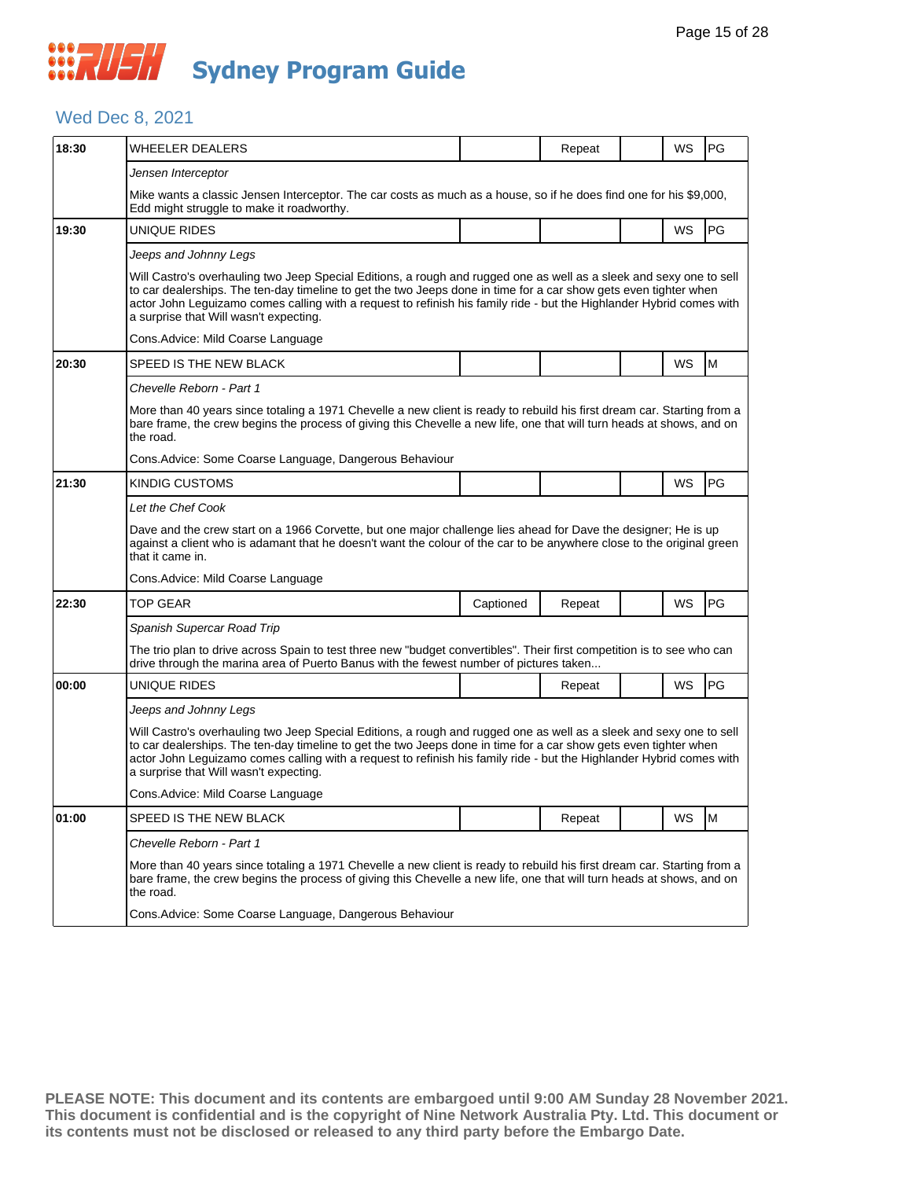# Sydney Program Guide

## Wed Dec 8, 2021

| Time | Program | Captioned | Repeat | | WS | Rating |
|---|---|---|---|---|---|---|
| 18:30 | WHEELER DEALERS | | Repeat | | WS | PG |
| | *Jensen Interceptor* | | | | | |
| | Mike wants a classic Jensen Interceptor. The car costs as much as a house, so if he does find one for his $9,000, Edd might struggle to make it roadworthy. | | | | | |
| 19:30 | UNIQUE RIDES | | | | WS | PG |
| | *Jeeps and Johnny Legs* | | | | | |
| | Will Castro's overhauling two Jeep Special Editions, a rough and rugged one as well as a sleek and sexy one to sell to car dealerships. The ten-day timeline to get the two Jeeps done in time for a car show gets even tighter when actor John Leguizamo comes calling with a request to refinish his family ride - but the Highlander Hybrid comes with a surprise that Will wasn't expecting. | | | | | |
| | Cons.Advice: Mild Coarse Language | | | | | |
| 20:30 | SPEED IS THE NEW BLACK | | | | WS | M |
| | *Chevelle Reborn - Part 1* | | | | | |
| | More than 40 years since totaling a 1971 Chevelle a new client is ready to rebuild his first dream car. Starting from a bare frame, the crew begins the process of giving this Chevelle a new life, one that will turn heads at shows, and on the road. | | | | | |
| | Cons.Advice: Some Coarse Language, Dangerous Behaviour | | | | | |
| 21:30 | KINDIG CUSTOMS | | | | WS | PG |
| | *Let the Chef Cook* | | | | | |
| | Dave and the crew start on a 1966 Corvette, but one major challenge lies ahead for Dave the designer; He is up against a client who is adamant that he doesn't want the colour of the car to be anywhere close to the original green that it came in. | | | | | |
| | Cons.Advice: Mild Coarse Language | | | | | |
| 22:30 | TOP GEAR | Captioned | Repeat | | WS | PG |
| | *Spanish Supercar Road Trip* | | | | | |
| | The trio plan to drive across Spain to test three new "budget convertibles". Their first competition is to see who can drive through the marina area of Puerto Banus with the fewest number of pictures taken... | | | | | |
| 00:00 | UNIQUE RIDES | | Repeat | | WS | PG |
| | *Jeeps and Johnny Legs* | | | | | |
| | Will Castro's overhauling two Jeep Special Editions, a rough and rugged one as well as a sleek and sexy one to sell to car dealerships. The ten-day timeline to get the two Jeeps done in time for a car show gets even tighter when actor John Leguizamo comes calling with a request to refinish his family ride - but the Highlander Hybrid comes with a surprise that Will wasn't expecting. | | | | | |
| | Cons.Advice: Mild Coarse Language | | | | | |
| 01:00 | SPEED IS THE NEW BLACK | | Repeat | | WS | M |
| | *Chevelle Reborn - Part 1* | | | | | |
| | More than 40 years since totaling a 1971 Chevelle a new client is ready to rebuild his first dream car. Starting from a bare frame, the crew begins the process of giving this Chevelle a new life, one that will turn heads at shows, and on the road. | | | | | |
| | Cons.Advice: Some Coarse Language, Dangerous Behaviour | | | | | |

**PLEASE NOTE: This document and its contents are embargoed until 9:00 AM Sunday 28 November 2021. This document is confidential and is the copyright of Nine Network Australia Pty. Ltd. This document or its contents must not be disclosed or released to any third party before the Embargo Date.**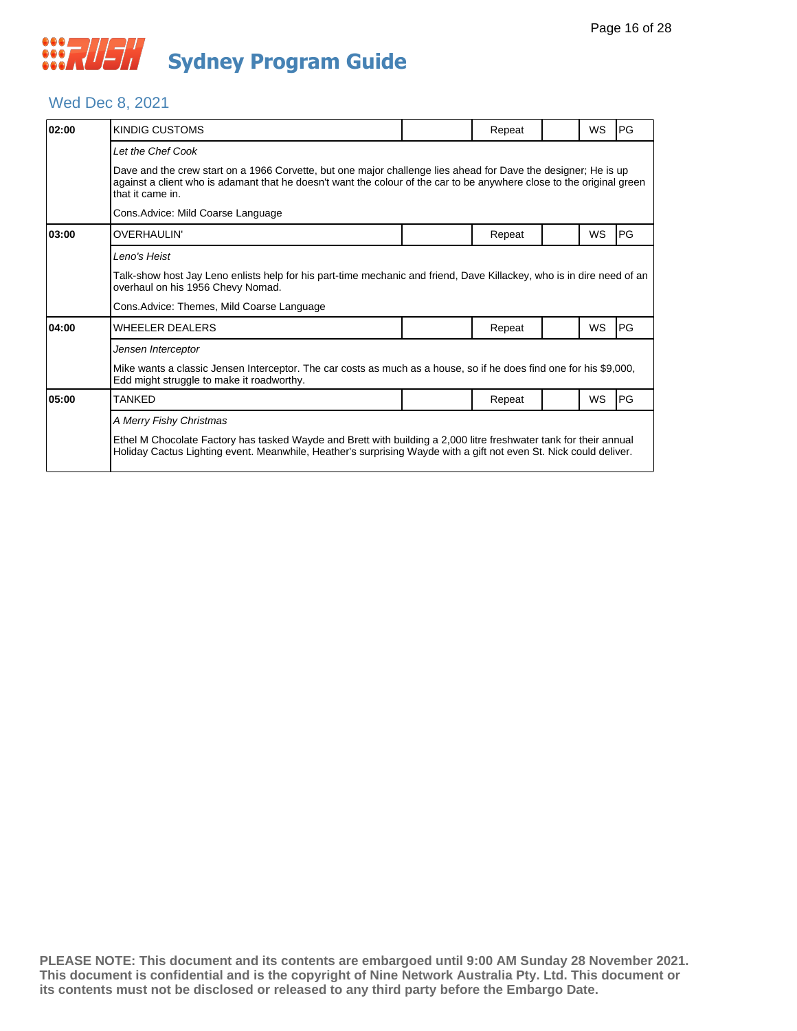# Sydney Program Guide

## Wed Dec 8, 2021

| 02:00 | KINDIG CUSTOMS | | Repeat | | WS | PG |
|---|---|---|---|---|---|---|
| | *Let the Chef Cook* | | | | | |
| | Dave and the crew start on a 1966 Corvette, but one major challenge lies ahead for Dave the designer; He is up against a client who is adamant that he doesn't want the colour of the car to be anywhere close to the original green that it came in. | | | | | |
| | Cons.Advice: Mild Coarse Language | | | | | |
| **03:00** | OVERHAULIN' | | Repeat | | WS | PG |
| | *Leno's Heist* | | | | | |
| | Talk-show host Jay Leno enlists help for his part-time mechanic and friend, Dave Killackey, who is in dire need of an overhaul on his 1956 Chevy Nomad. | | | | | |
| | Cons.Advice: Themes, Mild Coarse Language | | | | | |
| **04:00** | WHEELER DEALERS | | Repeat | | WS | PG |
| | *Jensen Interceptor* | | | | | |
| | Mike wants a classic Jensen Interceptor. The car costs as much as a house, so if he does find one for his $9,000, Edd might struggle to make it roadworthy. | | | | | |
| **05:00** | TANKED | | Repeat | | WS | PG |
| | *A Merry Fishy Christmas* | | | | | |
| | Ethel M Chocolate Factory has tasked Wayde and Brett with building a 2,000 litre freshwater tank for their annual Holiday Cactus Lighting event. Meanwhile, Heather's surprising Wayde with a gift not even St. Nick could deliver. | | | | | |

**PLEASE NOTE: This document and its contents are embargoed until 9:00 AM Sunday 28 November 2021. This document is confidential and is the copyright of Nine Network Australia Pty. Ltd. This document or its contents must not be disclosed or released to any third party before the Embargo Date.**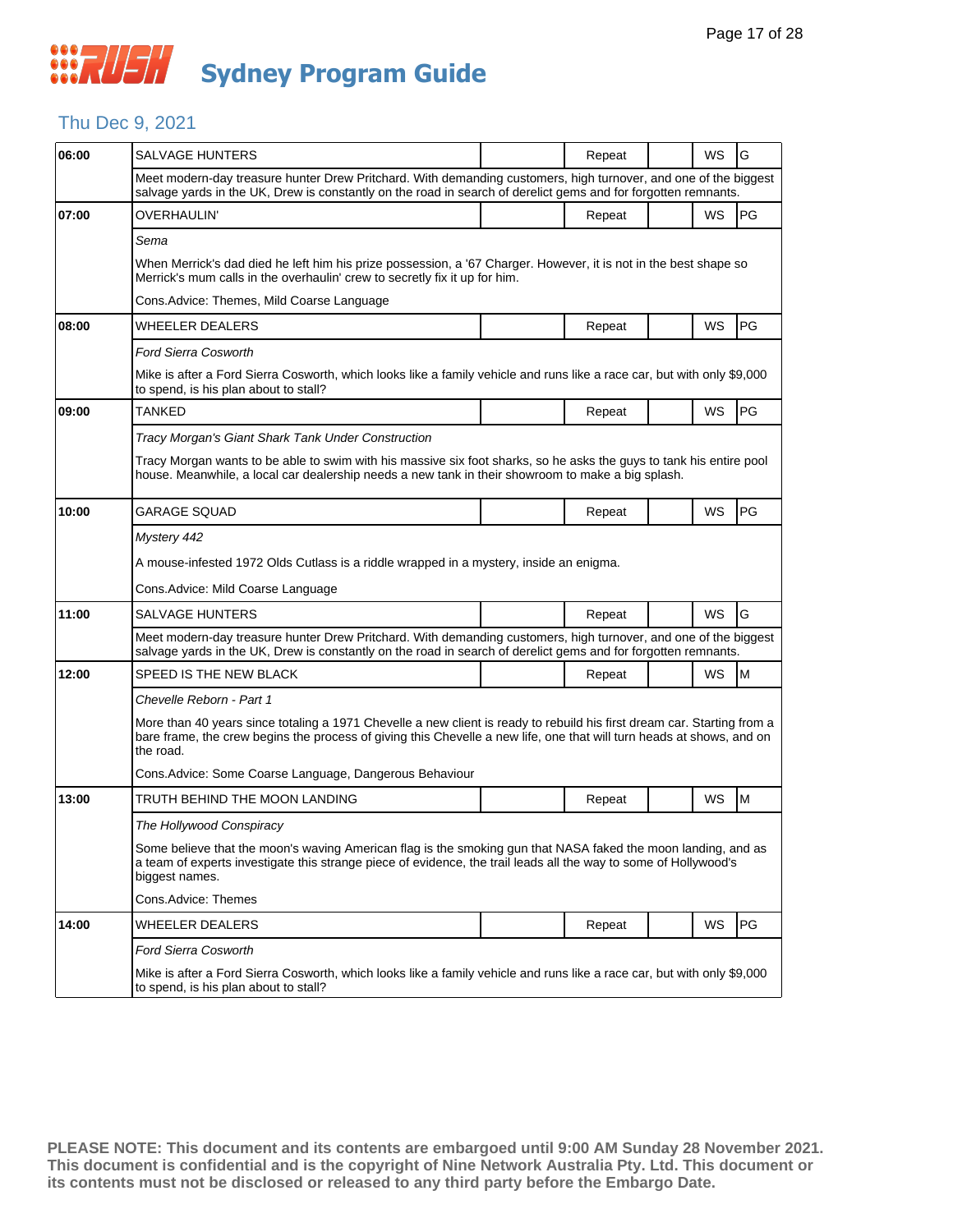# RUSH Sydney Program Guide

## Thu Dec 9, 2021

| Time | Program | | Repeat | | WS | Rating |
|---|---|---|---|---|---|---|
| 06:00 | SALVAGE HUNTERS | | Repeat | | WS | G |
| | Meet modern-day treasure hunter Drew Pritchard. With demanding customers, high turnover, and one of the biggest salvage yards in the UK, Drew is constantly on the road in search of derelict gems and for forgotten remnants. | | | | | |
| 07:00 | OVERHAULIN' | | Repeat | | WS | PG |
| | *Sema*<br><br>When Merrick's dad died he left him his prize possession, a '67 Charger. However, it is not in the best shape so Merrick's mum calls in the overhaulin' crew to secretly fix it up for him.<br><br>Cons.Advice: Themes, Mild Coarse Language | | | | | |
| 08:00 | WHEELER DEALERS | | Repeat | | WS | PG |
| | *Ford Sierra Cosworth*<br><br>Mike is after a Ford Sierra Cosworth, which looks like a family vehicle and runs like a race car, but with only $9,000 to spend, is his plan about to stall? | | | | | |
| 09:00 | TANKED | | Repeat | | WS | PG |
| | *Tracy Morgan's Giant Shark Tank Under Construction*<br><br>Tracy Morgan wants to be able to swim with his massive six foot sharks, so he asks the guys to tank his entire pool house. Meanwhile, a local car dealership needs a new tank in their showroom to make a big splash. | | | | | |
| 10:00 | GARAGE SQUAD | | Repeat | | WS | PG |
| | *Mystery 442*<br><br>A mouse-infested 1972 Olds Cutlass is a riddle wrapped in a mystery, inside an enigma.<br><br>Cons.Advice: Mild Coarse Language | | | | | |
| 11:00 | SALVAGE HUNTERS | | Repeat | | WS | G |
| | Meet modern-day treasure hunter Drew Pritchard. With demanding customers, high turnover, and one of the biggest salvage yards in the UK, Drew is constantly on the road in search of derelict gems and for forgotten remnants. | | | | | |
| 12:00 | SPEED IS THE NEW BLACK | | Repeat | | WS | M |
| | *Chevelle Reborn - Part 1*<br><br>More than 40 years since totaling a 1971 Chevelle a new client is ready to rebuild his first dream car. Starting from a bare frame, the crew begins the process of giving this Chevelle a new life, one that will turn heads at shows, and on the road.<br><br>Cons.Advice: Some Coarse Language, Dangerous Behaviour | | | | | |
| 13:00 | TRUTH BEHIND THE MOON LANDING | | Repeat | | WS | M |
| | *The Hollywood Conspiracy*<br><br>Some believe that the moon's waving American flag is the smoking gun that NASA faked the moon landing, and as a team of experts investigate this strange piece of evidence, the trail leads all the way to some of Hollywood's biggest names.<br><br>Cons.Advice: Themes | | | | | |
| 14:00 | WHEELER DEALERS | | Repeat | | WS | PG |
| | *Ford Sierra Cosworth*<br><br>Mike is after a Ford Sierra Cosworth, which looks like a family vehicle and runs like a race car, but with only $9,000 to spend, is his plan about to stall? | | | | | |

**PLEASE NOTE: This document and its contents are embargoed until 9:00 AM Sunday 28 November 2021. This document is confidential and is the copyright of Nine Network Australia Pty. Ltd. This document or its contents must not be disclosed or released to any third party before the Embargo Date.**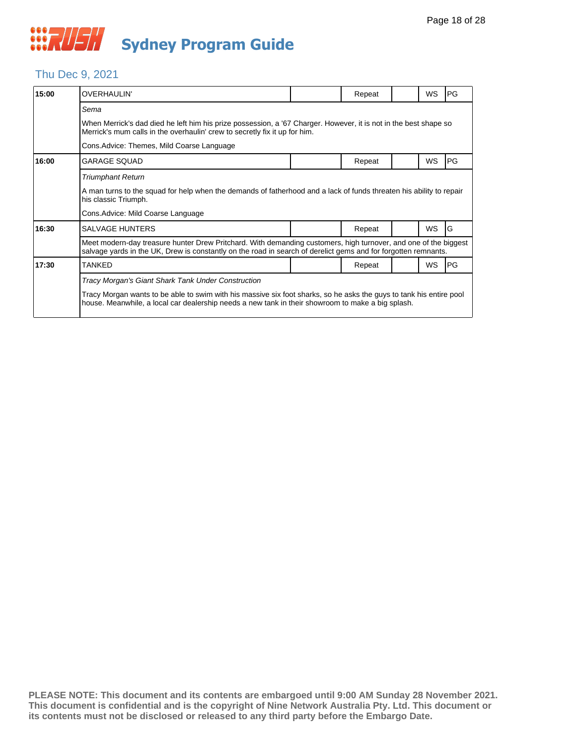# Sydney Program Guide

## Thu Dec 9, 2021

| Time | Program | | Status | | Format | Rating |
|---|---|---|---|---|---|---|
| 15:00 | OVERHAULIN' | | Repeat | | WS | PG |
| | *Sema*<br><br>When Merrick's dad died he left him his prize possession, a '67 Charger. However, it is not in the best shape so Merrick's mum calls in the overhaulin' crew to secretly fix it up for him.<br><br>Cons.Advice: Themes, Mild Coarse Language | | | | | |
| 16:00 | GARAGE SQUAD | | Repeat | | WS | PG |
| | *Triumphant Return*<br><br>A man turns to the squad for help when the demands of fatherhood and a lack of funds threaten his ability to repair his classic Triumph.<br><br>Cons.Advice: Mild Coarse Language | | | | | |
| 16:30 | SALVAGE HUNTERS | | Repeat | | WS | G |
| | Meet modern-day treasure hunter Drew Pritchard. With demanding customers, high turnover, and one of the biggest salvage yards in the UK, Drew is constantly on the road in search of derelict gems and for forgotten remnants. | | | | | |
| 17:30 | TANKED | | Repeat | | WS | PG |
| | *Tracy Morgan's Giant Shark Tank Under Construction*<br><br>Tracy Morgan wants to be able to swim with his massive six foot sharks, so he asks the guys to tank his entire pool house. Meanwhile, a local car dealership needs a new tank in their showroom to make a big splash. | | | | | |

**PLEASE NOTE: This document and its contents are embargoed until 9:00 AM Sunday 28 November 2021. This document is confidential and is the copyright of Nine Network Australia Pty. Ltd. This document or its contents must not be disclosed or released to any third party before the Embargo Date.**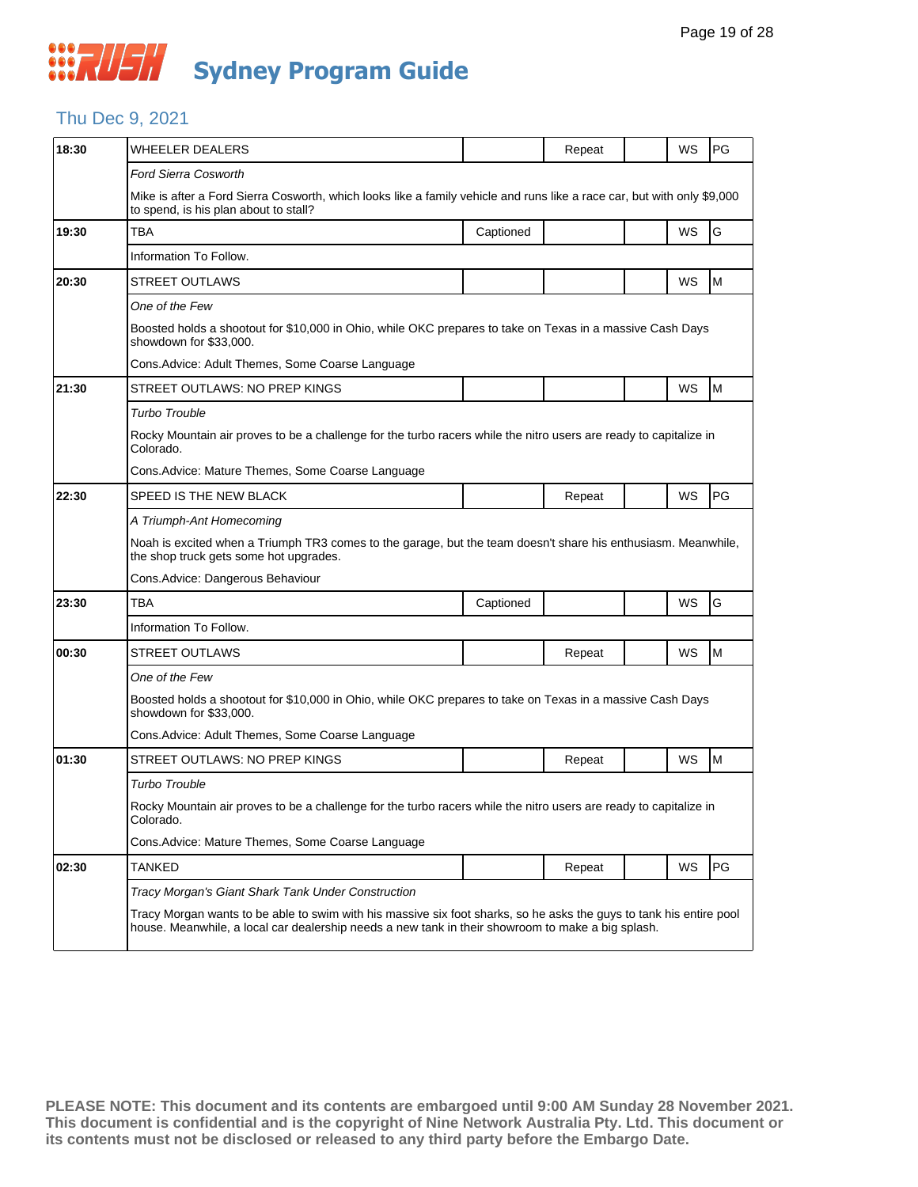# Sydney Program Guide

## Thu Dec 9, 2021

| Time | Program | Captioned | Repeat | | WS | Rating |
|---|---|---|---|---|---|---|
| 18:30 | WHEELER DEALERS | | Repeat | | WS | PG |
| | *Ford Sierra Cosworth* | | | | | |
| | Mike is after a Ford Sierra Cosworth, which looks like a family vehicle and runs like a race car, but with only $9,000 to spend, is his plan about to stall? | | | | | |
| 19:30 | TBA | Captioned | | | WS | G |
| | Information To Follow. | | | | | |
| 20:30 | STREET OUTLAWS | | | | WS | M |
| | *One of the Few* | | | | | |
| | Boosted holds a shootout for $10,000 in Ohio, while OKC prepares to take on Texas in a massive Cash Days showdown for $33,000. | | | | | |
| | Cons.Advice: Adult Themes, Some Coarse Language | | | | | |
| 21:30 | STREET OUTLAWS: NO PREP KINGS | | | | WS | M |
| | *Turbo Trouble* | | | | | |
| | Rocky Mountain air proves to be a challenge for the turbo racers while the nitro users are ready to capitalize in Colorado. | | | | | |
| | Cons.Advice: Mature Themes, Some Coarse Language | | | | | |
| 22:30 | SPEED IS THE NEW BLACK | | Repeat | | WS | PG |
| | *A Triumph-Ant Homecoming* | | | | | |
| | Noah is excited when a Triumph TR3 comes to the garage, but the team doesn't share his enthusiasm. Meanwhile, the shop truck gets some hot upgrades. | | | | | |
| | Cons.Advice: Dangerous Behaviour | | | | | |
| 23:30 | TBA | Captioned | | | WS | G |
| | Information To Follow. | | | | | |
| 00:30 | STREET OUTLAWS | | Repeat | | WS | M |
| | *One of the Few* | | | | | |
| | Boosted holds a shootout for $10,000 in Ohio, while OKC prepares to take on Texas in a massive Cash Days showdown for $33,000. | | | | | |
| | Cons.Advice: Adult Themes, Some Coarse Language | | | | | |
| 01:30 | STREET OUTLAWS: NO PREP KINGS | | Repeat | | WS | M |
| | *Turbo Trouble* | | | | | |
| | Rocky Mountain air proves to be a challenge for the turbo racers while the nitro users are ready to capitalize in Colorado. | | | | | |
| | Cons.Advice: Mature Themes, Some Coarse Language | | | | | |
| 02:30 | TANKED | | Repeat | | WS | PG |
| | *Tracy Morgan's Giant Shark Tank Under Construction* | | | | | |
| | Tracy Morgan wants to be able to swim with his massive six foot sharks, so he asks the guys to tank his entire pool house. Meanwhile, a local car dealership needs a new tank in their showroom to make a big splash. | | | | | |

**PLEASE NOTE: This document and its contents are embargoed until 9:00 AM Sunday 28 November 2021. This document is confidential and is the copyright of Nine Network Australia Pty. Ltd. This document or its contents must not be disclosed or released to any third party before the Embargo Date.**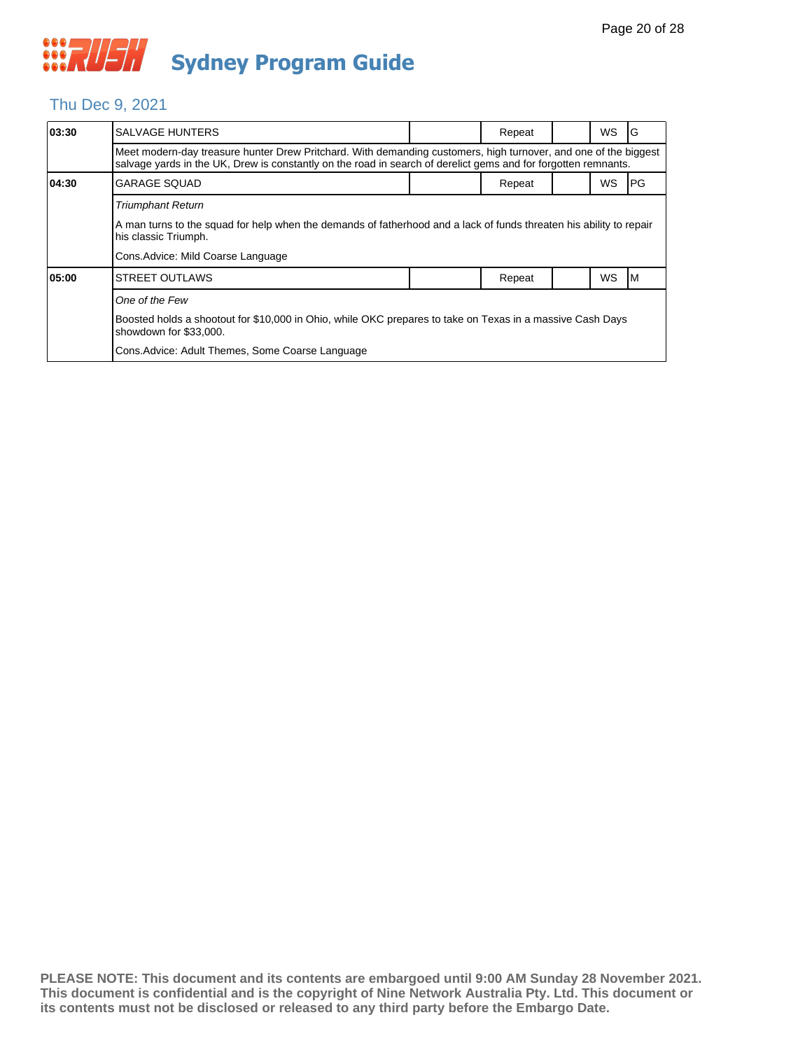# Sydney Program Guide

## Thu Dec 9, 2021

| 03:30 | SALVAGE HUNTERS | | Repeat | | WS | G |
|---|---|---|---|---|---|---|
| | Meet modern-day treasure hunter Drew Pritchard. With demanding customers, high turnover, and one of the biggest salvage yards in the UK, Drew is constantly on the road in search of derelict gems and for forgotten remnants. | | | | | |
| 04:30 | GARAGE SQUAD | | Repeat | | WS | PG |
| | *Triumphant Return*<br><br>A man turns to the squad for help when the demands of fatherhood and a lack of funds threaten his ability to repair his classic Triumph.<br><br>Cons.Advice: Mild Coarse Language | | | | | |
| 05:00 | STREET OUTLAWS | | Repeat | | WS | M |
| | *One of the Few*<br><br>Boosted holds a shootout for $10,000 in Ohio, while OKC prepares to take on Texas in a massive Cash Days showdown for $33,000.<br><br>Cons.Advice: Adult Themes, Some Coarse Language | | | | | |

**PLEASE NOTE: This document and its contents are embargoed until 9:00 AM Sunday 28 November 2021. This document is confidential and is the copyright of Nine Network Australia Pty. Ltd. This document or its contents must not be disclosed or released to any third party before the Embargo Date.**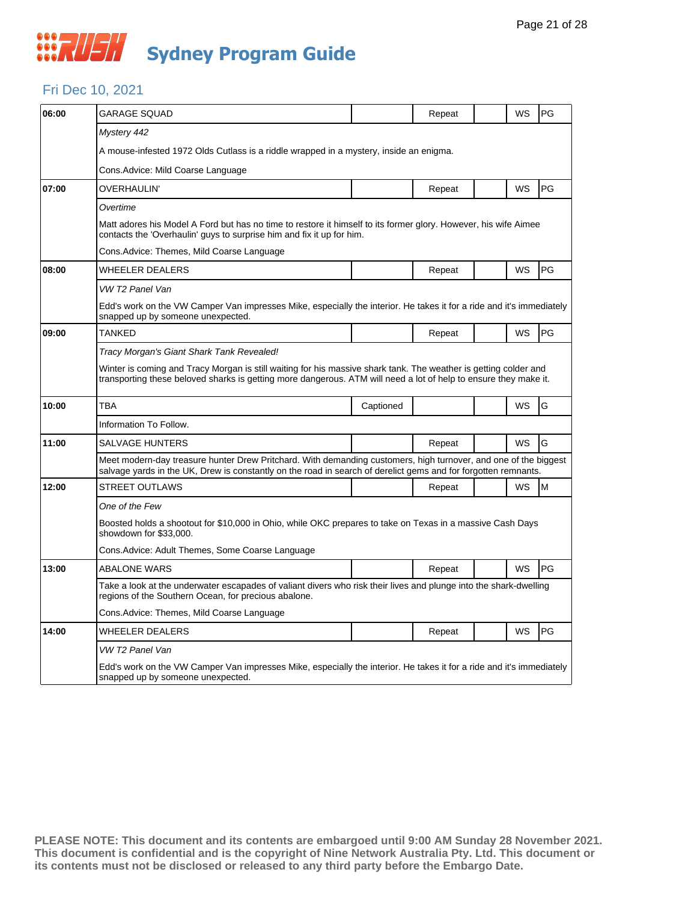# Sydney Program Guide

## Fri Dec 10, 2021

| Time | Program | Captioned | Repeat | | WS | Rating |
|---|---|---|---|---|---|---|
| 06:00 | GARAGE SQUAD | | Repeat | | WS | PG |
| | *Mystery 442* | | | | | |
| | A mouse-infested 1972 Olds Cutlass is a riddle wrapped in a mystery, inside an enigma. | | | | | |
| | Cons.Advice: Mild Coarse Language | | | | | |
| 07:00 | OVERHAULIN' | | Repeat | | WS | PG |
| | *Overtime* | | | | | |
| | Matt adores his Model A Ford but has no time to restore it himself to its former glory. However, his wife Aimee contacts the 'Overhaulin' guys to surprise him and fix it up for him. | | | | | |
| | Cons.Advice: Themes, Mild Coarse Language | | | | | |
| 08:00 | WHEELER DEALERS | | Repeat | | WS | PG |
| | *VW T2 Panel Van* | | | | | |
| | Edd's work on the VW Camper Van impresses Mike, especially the interior. He takes it for a ride and it's immediately snapped up by someone unexpected. | | | | | |
| 09:00 | TANKED | | Repeat | | WS | PG |
| | *Tracy Morgan's Giant Shark Tank Revealed!* | | | | | |
| | Winter is coming and Tracy Morgan is still waiting for his massive shark tank. The weather is getting colder and transporting these beloved sharks is getting more dangerous. ATM will need a lot of help to ensure they make it. | | | | | |
| 10:00 | TBA | Captioned | | | WS | G |
| | Information To Follow. | | | | | |
| 11:00 | SALVAGE HUNTERS | | Repeat | | WS | G |
| | Meet modern-day treasure hunter Drew Pritchard. With demanding customers, high turnover, and one of the biggest salvage yards in the UK, Drew is constantly on the road in search of derelict gems and for forgotten remnants. | | | | | |
| 12:00 | STREET OUTLAWS | | Repeat | | WS | M |
| | *One of the Few* | | | | | |
| | Boosted holds a shootout for $10,000 in Ohio, while OKC prepares to take on Texas in a massive Cash Days showdown for $33,000. | | | | | |
| | Cons.Advice: Adult Themes, Some Coarse Language | | | | | |
| 13:00 | ABALONE WARS | | Repeat | | WS | PG |
| | Take a look at the underwater escapades of valiant divers who risk their lives and plunge into the shark-dwelling regions of the Southern Ocean, for precious abalone. | | | | | |
| | Cons.Advice: Themes, Mild Coarse Language | | | | | |
| 14:00 | WHEELER DEALERS | | Repeat | | WS | PG |
| | *VW T2 Panel Van* | | | | | |
| | Edd's work on the VW Camper Van impresses Mike, especially the interior. He takes it for a ride and it's immediately snapped up by someone unexpected. | | | | | |

**PLEASE NOTE: This document and its contents are embargoed until 9:00 AM Sunday 28 November 2021. This document is confidential and is the copyright of Nine Network Australia Pty. Ltd. This document or its contents must not be disclosed or released to any third party before the Embargo Date.**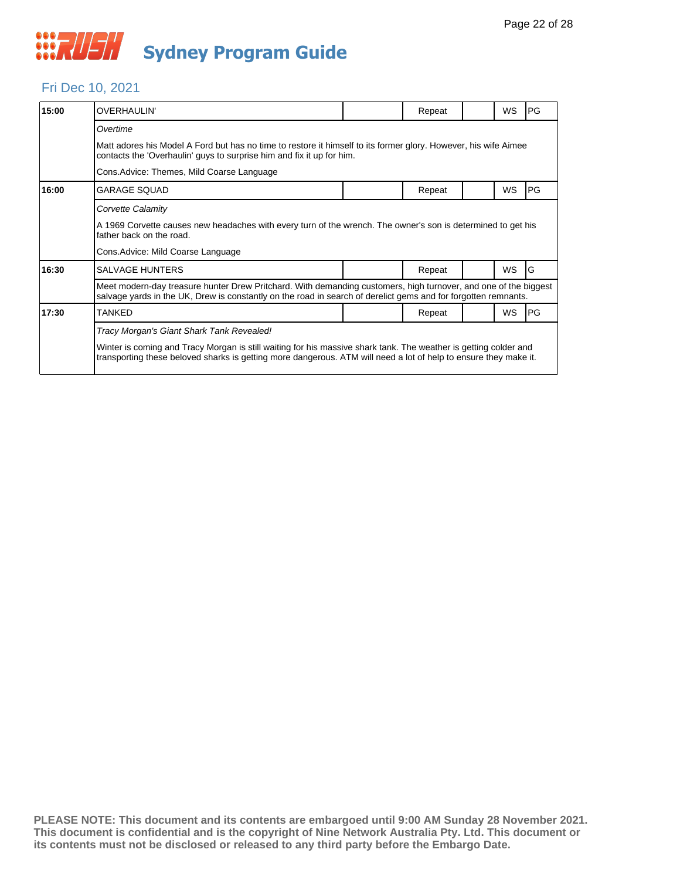# Sydney Program Guide

## Fri Dec 10, 2021

| Time | Program | | Repeat | | WS | Rating |
|---|---|---|---|---|---|---|
| 15:00 | OVERHAULIN' | | Repeat | | WS | PG |
| | *Overtime*<br>Matt adores his Model A Ford but has no time to restore it himself to its former glory. However, his wife Aimee contacts the 'Overhaulin' guys to surprise him and fix it up for him.<br>Cons.Advice: Themes, Mild Coarse Language | | | | | |
| 16:00 | GARAGE SQUAD | | Repeat | | WS | PG |
| | *Corvette Calamity*<br>A 1969 Corvette causes new headaches with every turn of the wrench. The owner's son is determined to get his father back on the road.<br>Cons.Advice: Mild Coarse Language | | | | | |
| 16:30 | SALVAGE HUNTERS | | Repeat | | WS | G |
| | Meet modern-day treasure hunter Drew Pritchard. With demanding customers, high turnover, and one of the biggest salvage yards in the UK, Drew is constantly on the road in search of derelict gems and for forgotten remnants. | | | | | |
| 17:30 | TANKED | | Repeat | | WS | PG |
| | *Tracy Morgan's Giant Shark Tank Revealed!*<br>Winter is coming and Tracy Morgan is still waiting for his massive shark tank. The weather is getting colder and transporting these beloved sharks is getting more dangerous. ATM will need a lot of help to ensure they make it. | | | | | |

**PLEASE NOTE: This document and its contents are embargoed until 9:00 AM Sunday 28 November 2021. This document is confidential and is the copyright of Nine Network Australia Pty. Ltd. This document or its contents must not be disclosed or released to any third party before the Embargo Date.**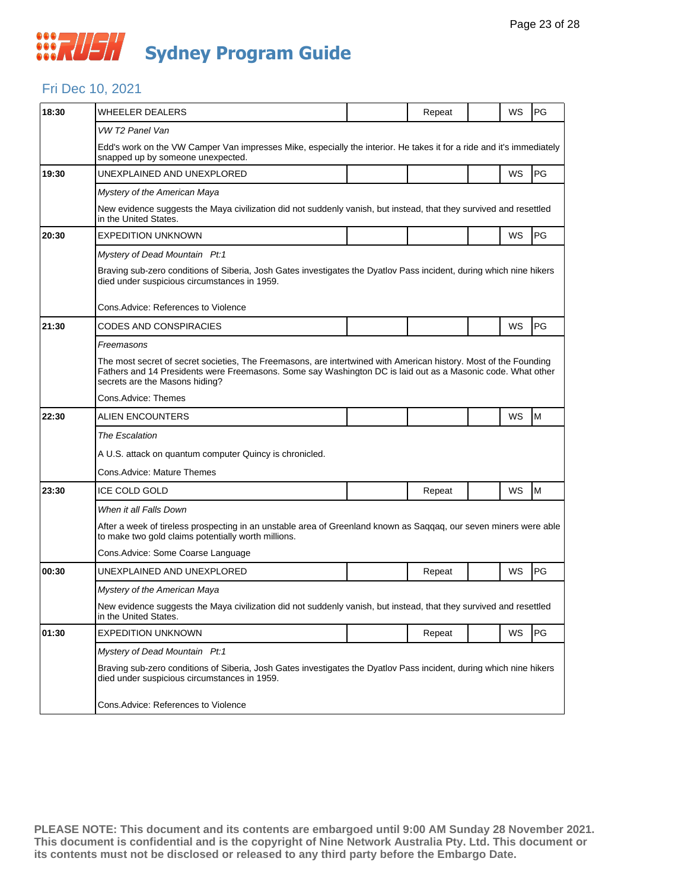# Sydney Program Guide

## Fri Dec 10, 2021

| Time | Program | | | | | |
|---|---|---|---|---|---|---|
| 18:30 | WHEELER DEALERS | | Repeat | | WS | PG |
| | *VW T2 Panel Van* | | | | | |
| | Edd's work on the VW Camper Van impresses Mike, especially the interior. He takes it for a ride and it's immediately snapped up by someone unexpected. | | | | | |
| 19:30 | UNEXPLAINED AND UNEXPLORED | | | | WS | PG |
| | *Mystery of the American Maya* | | | | | |
| | New evidence suggests the Maya civilization did not suddenly vanish, but instead, that they survived and resettled in the United States. | | | | | |
| 20:30 | EXPEDITION UNKNOWN | | | | WS | PG |
| | *Mystery of Dead Mountain Pt:1* | | | | | |
| | Braving sub-zero conditions of Siberia, Josh Gates investigates the Dyatlov Pass incident, during which nine hikers died under suspicious circumstances in 1959. | | | | | |
| | Cons.Advice: References to Violence | | | | | |
| 21:30 | CODES AND CONSPIRACIES | | | | WS | PG |
| | *Freemasons* | | | | | |
| | The most secret of secret societies, The Freemasons, are intertwined with American history. Most of the Founding Fathers and 14 Presidents were Freemasons. Some say Washington DC is laid out as a Masonic code. What other secrets are the Masons hiding? | | | | | |
| | Cons.Advice: Themes | | | | | |
| 22:30 | ALIEN ENCOUNTERS | | | | WS | M |
| | *The Escalation* | | | | | |
| | A U.S. attack on quantum computer Quincy is chronicled. | | | | | |
| | Cons.Advice: Mature Themes | | | | | |
| 23:30 | ICE COLD GOLD | | Repeat | | WS | M |
| | *When it all Falls Down* | | | | | |
| | After a week of tireless prospecting in an unstable area of Greenland known as Saqqaq, our seven miners were able to make two gold claims potentially worth millions. | | | | | |
| | Cons.Advice: Some Coarse Language | | | | | |
| 00:30 | UNEXPLAINED AND UNEXPLORED | | Repeat | | WS | PG |
| | *Mystery of the American Maya* | | | | | |
| | New evidence suggests the Maya civilization did not suddenly vanish, but instead, that they survived and resettled in the United States. | | | | | |
| 01:30 | EXPEDITION UNKNOWN | | Repeat | | WS | PG |
| | *Mystery of Dead Mountain Pt:1* | | | | | |
| | Braving sub-zero conditions of Siberia, Josh Gates investigates the Dyatlov Pass incident, during which nine hikers died under suspicious circumstances in 1959. | | | | | |
| | Cons.Advice: References to Violence | | | | | |

**PLEASE NOTE: This document and its contents are embargoed until 9:00 AM Sunday 28 November 2021. This document is confidential and is the copyright of Nine Network Australia Pty. Ltd. This document or its contents must not be disclosed or released to any third party before the Embargo Date.**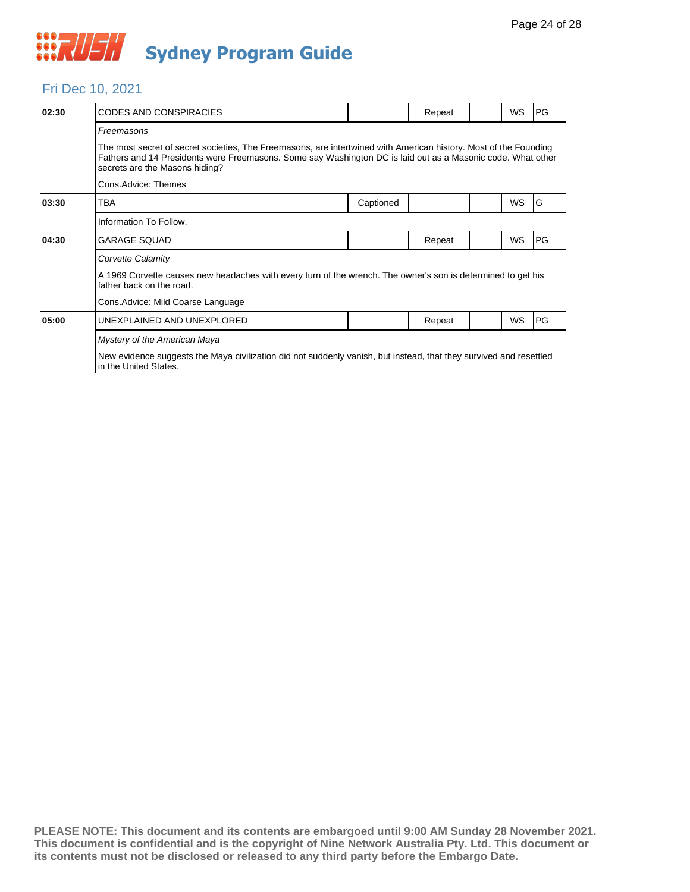# Sydney Program Guide

## Fri Dec 10, 2021

| Time | Program | Captioned | Repeat | | WS | Rating |
|---|---|---|---|---|---|---|
| 02:30 | CODES AND CONSPIRACIES | | Repeat | | WS | PG |
| | *Freemasons*<br><br>The most secret of secret societies, The Freemasons, are intertwined with American history. Most of the Founding Fathers and 14 Presidents were Freemasons. Some say Washington DC is laid out as a Masonic code. What other secrets are the Masons hiding?<br><br>Cons.Advice: Themes | | | | | |
| 03:30 | TBA | Captioned | | | WS | G |
| | Information To Follow. | | | | | |
| 04:30 | GARAGE SQUAD | | Repeat | | WS | PG |
| | *Corvette Calamity*<br><br>A 1969 Corvette causes new headaches with every turn of the wrench. The owner's son is determined to get his father back on the road.<br><br>Cons.Advice: Mild Coarse Language | | | | | |
| 05:00 | UNEXPLAINED AND UNEXPLORED | | Repeat | | WS | PG |
| | *Mystery of the American Maya*<br><br>New evidence suggests the Maya civilization did not suddenly vanish, but instead, that they survived and resettled in the United States. | | | | | |

**PLEASE NOTE: This document and its contents are embargoed until 9:00 AM Sunday 28 November 2021. This document is confidential and is the copyright of Nine Network Australia Pty. Ltd. This document or its contents must not be disclosed or released to any third party before the Embargo Date.**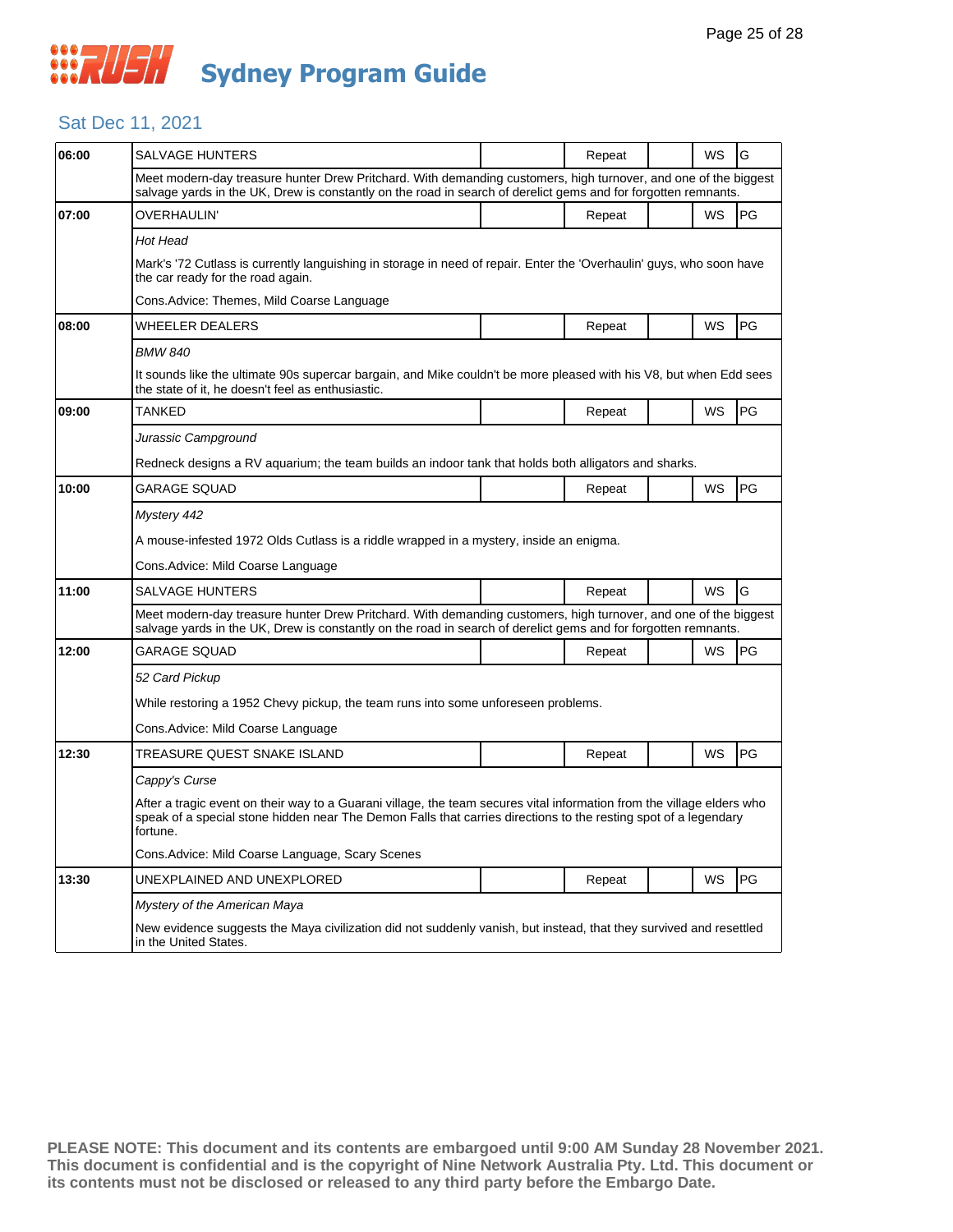# Sydney Program Guide

## Sat Dec 11, 2021

| Time | Program | | Repeat | | WS | Rating |
|---|---|---|---|---|---|---|
| 06:00 | SALVAGE HUNTERS | | Repeat | | WS | G |
| | Meet modern-day treasure hunter Drew Pritchard. With demanding customers, high turnover, and one of the biggest salvage yards in the UK, Drew is constantly on the road in search of derelict gems and for forgotten remnants. | | | | | |
| 07:00 | OVERHAULIN' | | Repeat | | WS | PG |
| | *Hot Head* | | | | | |
| | Mark's '72 Cutlass is currently languishing in storage in need of repair. Enter the 'Overhaulin' guys, who soon have the car ready for the road again. | | | | | |
| | Cons.Advice: Themes, Mild Coarse Language | | | | | |
| 08:00 | WHEELER DEALERS | | Repeat | | WS | PG |
| | *BMW 840* | | | | | |
| | It sounds like the ultimate 90s supercar bargain, and Mike couldn't be more pleased with his V8, but when Edd sees the state of it, he doesn't feel as enthusiastic. | | | | | |
| 09:00 | TANKED | | Repeat | | WS | PG |
| | *Jurassic Campground* | | | | | |
| | Redneck designs a RV aquarium; the team builds an indoor tank that holds both alligators and sharks. | | | | | |
| 10:00 | GARAGE SQUAD | | Repeat | | WS | PG |
| | *Mystery 442* | | | | | |
| | A mouse-infested 1972 Olds Cutlass is a riddle wrapped in a mystery, inside an enigma. | | | | | |
| | Cons.Advice: Mild Coarse Language | | | | | |
| 11:00 | SALVAGE HUNTERS | | Repeat | | WS | G |
| | Meet modern-day treasure hunter Drew Pritchard. With demanding customers, high turnover, and one of the biggest salvage yards in the UK, Drew is constantly on the road in search of derelict gems and for forgotten remnants. | | | | | |
| 12:00 | GARAGE SQUAD | | Repeat | | WS | PG |
| | *52 Card Pickup* | | | | | |
| | While restoring a 1952 Chevy pickup, the team runs into some unforeseen problems. | | | | | |
| | Cons.Advice: Mild Coarse Language | | | | | |
| 12:30 | TREASURE QUEST SNAKE ISLAND | | Repeat | | WS | PG |
| | *Cappy's Curse* | | | | | |
| | After a tragic event on their way to a Guarani village, the team secures vital information from the village elders who speak of a special stone hidden near The Demon Falls that carries directions to the resting spot of a legendary fortune. | | | | | |
| | Cons.Advice: Mild Coarse Language, Scary Scenes | | | | | |
| 13:30 | UNEXPLAINED AND UNEXPLORED | | Repeat | | WS | PG |
| | *Mystery of the American Maya* | | | | | |
| | New evidence suggests the Maya civilization did not suddenly vanish, but instead, that they survived and resettled in the United States. | | | | | |

**PLEASE NOTE: This document and its contents are embargoed until 9:00 AM Sunday 28 November 2021. This document is confidential and is the copyright of Nine Network Australia Pty. Ltd. This document or its contents must not be disclosed or released to any third party before the Embargo Date.**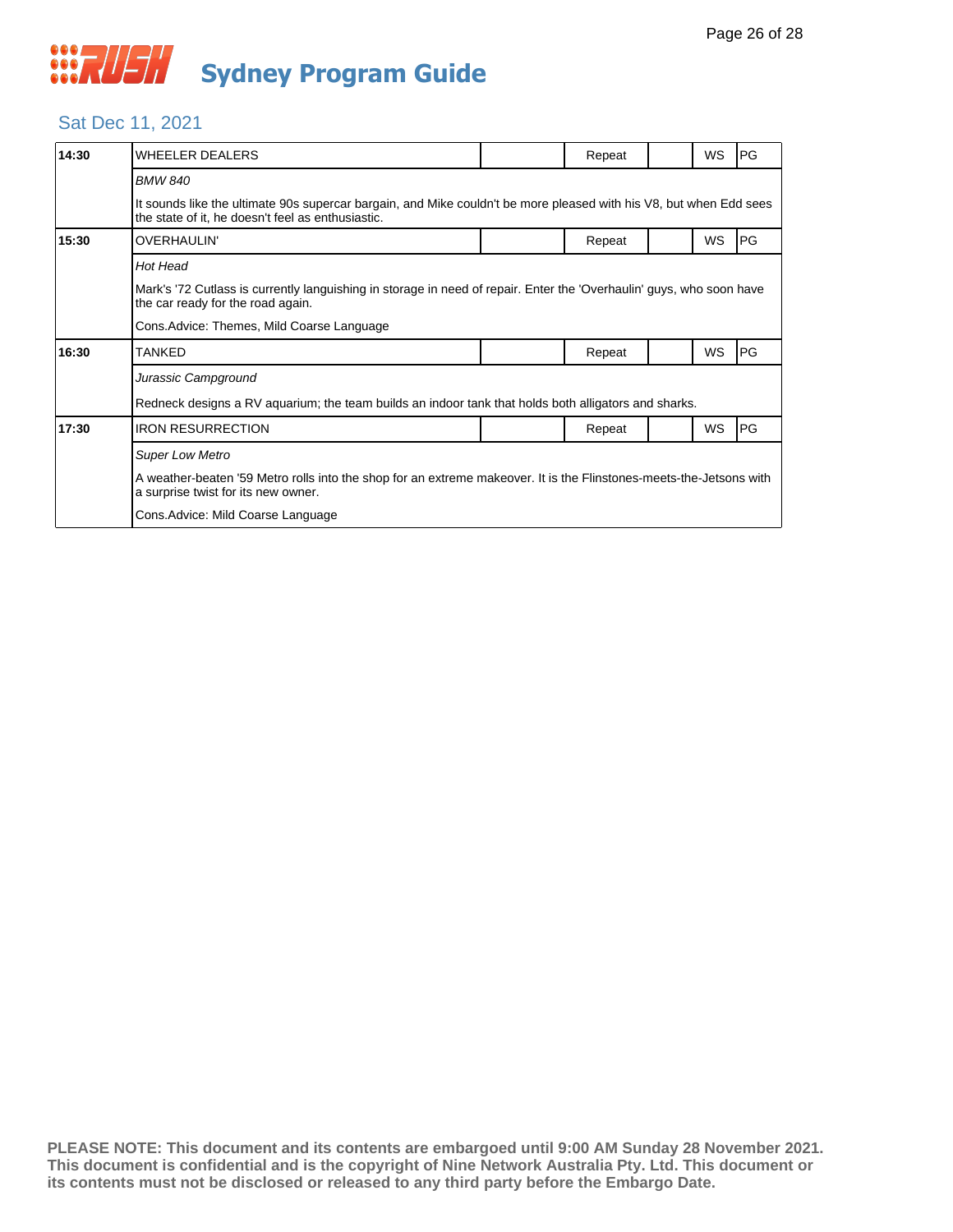# Sydney Program Guide

## Sat Dec 11, 2021

| | | | | | | |
|---|---|---|---|---|---|---|
| **14:30** | WHEELER DEALERS | | Repeat | | WS | PG |
| | *BMW 840* | | | | | |
| | It sounds like the ultimate 90s supercar bargain, and Mike couldn't be more pleased with his V8, but when Edd sees the state of it, he doesn't feel as enthusiastic. | | | | | |
| **15:30** | OVERHAULIN' | | Repeat | | WS | PG |
| | *Hot Head* | | | | | |
| | Mark's '72 Cutlass is currently languishing in storage in need of repair. Enter the 'Overhaulin' guys, who soon have the car ready for the road again. | | | | | |
| | Cons.Advice: Themes, Mild Coarse Language | | | | | |
| **16:30** | TANKED | | Repeat | | WS | PG |
| | *Jurassic Campground* | | | | | |
| | Redneck designs a RV aquarium; the team builds an indoor tank that holds both alligators and sharks. | | | | | |
| **17:30** | IRON RESURRECTION | | Repeat | | WS | PG |
| | *Super Low Metro* | | | | | |
| | A weather-beaten '59 Metro rolls into the shop for an extreme makeover. It is the Flinstones-meets-the-Jetsons with a surprise twist for its new owner. | | | | | |
| | Cons.Advice: Mild Coarse Language | | | | | |

**PLEASE NOTE: This document and its contents are embargoed until 9:00 AM Sunday 28 November 2021. This document is confidential and is the copyright of Nine Network Australia Pty. Ltd. This document or its contents must not be disclosed or released to any third party before the Embargo Date.**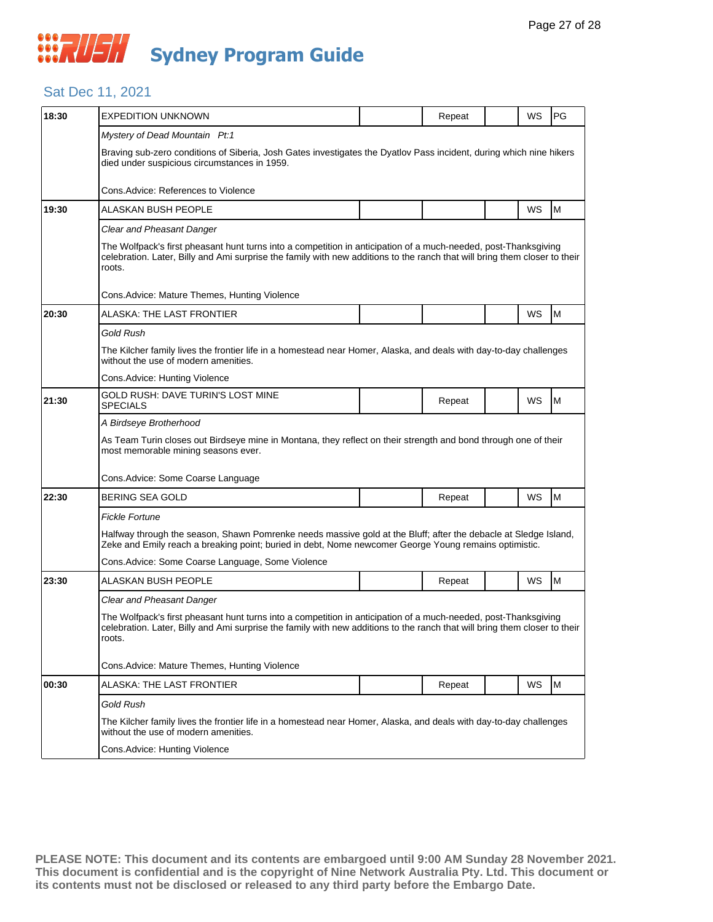# RUSH Sydney Program Guide

## Sat Dec 11, 2021

| Time | Program | | Repeat | | WS | Rating |
|---|---|---|---|---|---|---|
| 18:30 | EXPEDITION UNKNOWN | | Repeat | | WS | PG |
| | *Mystery of Dead Mountain Pt:1*<br>Braving sub-zero conditions of Siberia, Josh Gates investigates the Dyatlov Pass incident, during which nine hikers died under suspicious circumstances in 1959.<br>Cons.Advice: References to Violence | | | | | |
| 19:30 | ALASKAN BUSH PEOPLE | | | | WS | M |
| | *Clear and Pheasant Danger*<br>The Wolfpack's first pheasant hunt turns into a competition in anticipation of a much-needed, post-Thanksgiving celebration. Later, Billy and Ami surprise the family with new additions to the ranch that will bring them closer to their roots.<br>Cons.Advice: Mature Themes, Hunting Violence | | | | | |
| 20:30 | ALASKA: THE LAST FRONTIER | | | | WS | M |
| | *Gold Rush*<br>The Kilcher family lives the frontier life in a homestead near Homer, Alaska, and deals with day-to-day challenges without the use of modern amenities.<br>Cons.Advice: Hunting Violence | | | | | |
| 21:30 | GOLD RUSH: DAVE TURIN'S LOST MINE SPECIALS | | Repeat | | WS | M |
| | *A Birdseye Brotherhood*<br>As Team Turin closes out Birdseye mine in Montana, they reflect on their strength and bond through one of their most memorable mining seasons ever.<br>Cons.Advice: Some Coarse Language | | | | | |
| 22:30 | BERING SEA GOLD | | Repeat | | WS | M |
| | *Fickle Fortune*<br>Halfway through the season, Shawn Pomrenke needs massive gold at the Bluff; after the debacle at Sledge Island, Zeke and Emily reach a breaking point; buried in debt, Nome newcomer George Young remains optimistic.<br>Cons.Advice: Some Coarse Language, Some Violence | | | | | |
| 23:30 | ALASKAN BUSH PEOPLE | | Repeat | | WS | M |
| | *Clear and Pheasant Danger*<br>The Wolfpack's first pheasant hunt turns into a competition in anticipation of a much-needed, post-Thanksgiving celebration. Later, Billy and Ami surprise the family with new additions to the ranch that will bring them closer to their roots.<br>Cons.Advice: Mature Themes, Hunting Violence | | | | | |
| 00:30 | ALASKA: THE LAST FRONTIER | | Repeat | | WS | M |
| | *Gold Rush*<br>The Kilcher family lives the frontier life in a homestead near Homer, Alaska, and deals with day-to-day challenges without the use of modern amenities.<br>Cons.Advice: Hunting Violence | | | | | |

**PLEASE NOTE: This document and its contents are embargoed until 9:00 AM Sunday 28 November 2021. This document is confidential and is the copyright of Nine Network Australia Pty. Ltd. This document or its contents must not be disclosed or released to any third party before the Embargo Date.**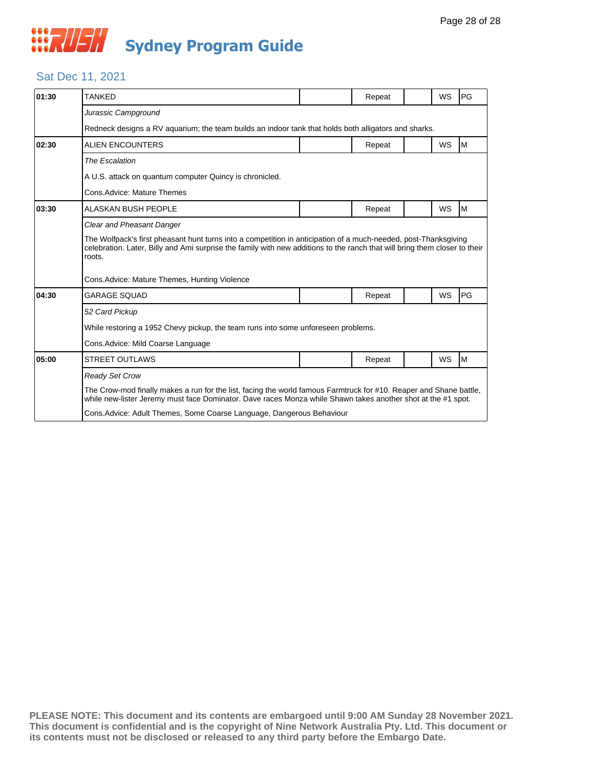# Sydney Program Guide

## Sat Dec 11, 2021

| | | | | | | |
|---|---|---|---|---|---|---|
| **01:30** | TANKED | | Repeat | | WS | PG |
| | *Jurassic Campground* | | | | | |
| | Redneck designs a RV aquarium; the team builds an indoor tank that holds both alligators and sharks. | | | | | |
| **02:30** | ALIEN ENCOUNTERS | | Repeat | | WS | M |
| | *The Escalation* | | | | | |
| | A U.S. attack on quantum computer Quincy is chronicled. | | | | | |
| | Cons.Advice: Mature Themes | | | | | |
| **03:30** | ALASKAN BUSH PEOPLE | | Repeat | | WS | M |
| | *Clear and Pheasant Danger* | | | | | |
| | The Wolfpack's first pheasant hunt turns into a competition in anticipation of a much-needed, post-Thanksgiving celebration. Later, Billy and Ami surprise the family with new additions to the ranch that will bring them closer to their roots. | | | | | |
| | Cons.Advice: Mature Themes, Hunting Violence | | | | | |
| **04:30** | GARAGE SQUAD | | Repeat | | WS | PG |
| | *52 Card Pickup* | | | | | |
| | While restoring a 1952 Chevy pickup, the team runs into some unforeseen problems. | | | | | |
| | Cons.Advice: Mild Coarse Language | | | | | |
| **05:00** | STREET OUTLAWS | | Repeat | | WS | M |
| | *Ready Set Crow* | | | | | |
| | The Crow-mod finally makes a run for the list, facing the world famous Farmtruck for #10. Reaper and Shane battle, while new-lister Jeremy must face Dominator. Dave races Monza while Shawn takes another shot at the #1 spot. | | | | | |
| | Cons.Advice: Adult Themes, Some Coarse Language, Dangerous Behaviour | | | | | |

**PLEASE NOTE: This document and its contents are embargoed until 9:00 AM Sunday 28 November 2021. This document is confidential and is the copyright of Nine Network Australia Pty. Ltd. This document or its contents must not be disclosed or released to any third party before the Embargo Date.**